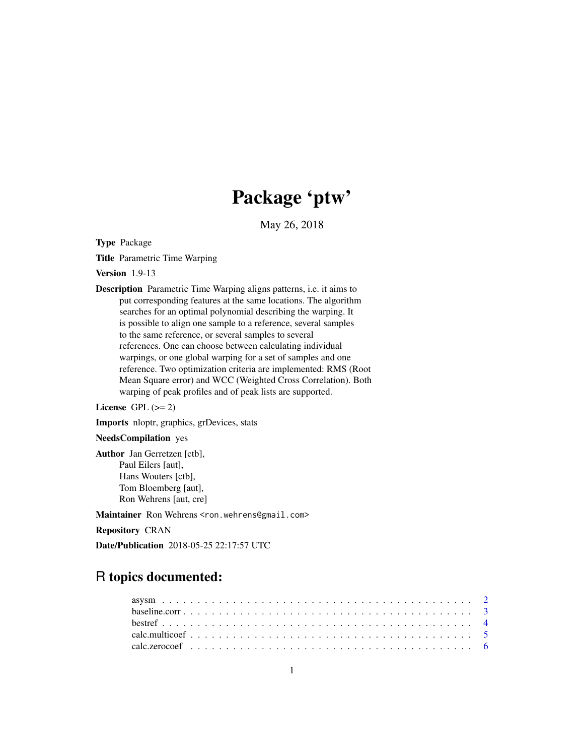# Package 'ptw'

May 26, 2018

**Type** Package

**Title** Parametric Time Warping

**Version** 1.9-13

**Description** Parametric Time Warping aligns patterns, i.e. it aims to put corresponding features at the same locations. The algorithm searches for an optimal polynomial describing the warping. It is possible to align one sample to a reference, several samples to the same reference, or several samples to several references. One can choose between calculating individual warpings, or one global warping for a set of samples and one reference. Two optimization criteria are implemented: RMS (Root Mean Square error) and WCC (Weighted Cross Correlation). Both warping of peak profiles and of peak lists are supported.

**License** GPL (>= 2)

**Imports** nloptr, graphics, grDevices, stats

**NeedsCompilation** yes

**Author** Jan Gerretzen [ctb],
Paul Eilers [aut],
Hans Wouters [ctb],
Tom Bloemberg [aut],
Ron Wehrens [aut, cre]

**Maintainer** Ron Wehrens <ron.wehrens@gmail.com>

**Repository** CRAN

**Date/Publication** 2018-05-25 22:17:57 UTC

## R topics documented:

asysm . . . . . . . . . . . . . . . . . . . . . . . . . . . . . . . . . . . . . . . . 2
baseline.corr . . . . . . . . . . . . . . . . . . . . . . . . . . . . . . . . . . . . 3
bestref . . . . . . . . . . . . . . . . . . . . . . . . . . . . . . . . . . . . . . . 4
calc.multicoef . . . . . . . . . . . . . . . . . . . . . . . . . . . . . . . . . . . 5
calc.zerocoef . . . . . . . . . . . . . . . . . . . . . . . . . . . . . . . . . . . 6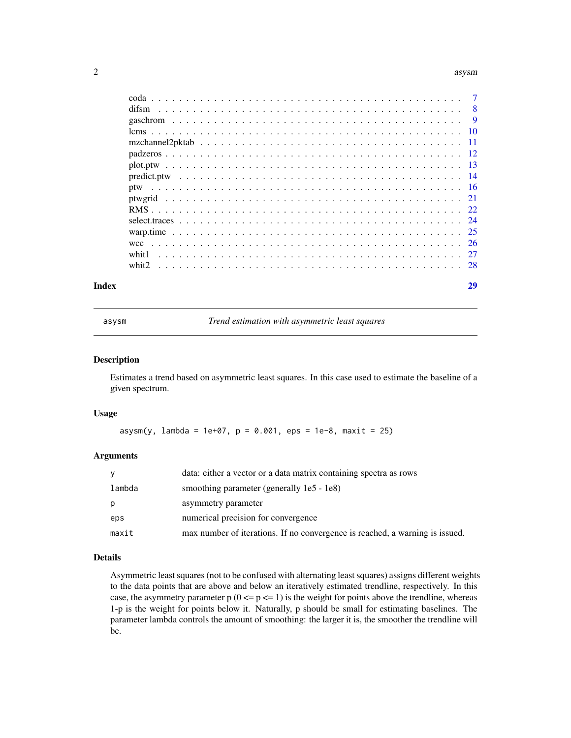| | |
|---|---|
| coda | 7 |
| difsm | 8 |
| gaschrom | 9 |
| lcms | 10 |
| mzchannel2pktab | 11 |
| padzeros | 12 |
| plot.ptw | 13 |
| predict.ptw | 14 |
| ptw | 16 |
| ptwgrid | 21 |
| RMS | 22 |
| select.traces | 24 |
| warp.time | 25 |
| wcc | 26 |
| whit1 | 27 |
| whit2 | 28 |

**Index** **29**

---

`asysm` *Trend estimation with asymmetric least squares*

---

## Description

Estimates a trend based on asymmetric least squares. In this case used to estimate the baseline of a given spectrum.

## Usage

```
asysm(y, lambda = 1e+07, p = 0.001, eps = 1e-8, maxit = 25)
```

## Arguments

| | |
|---|---|
| `y` | data: either a vector or a data matrix containing spectra as rows |
| `lambda` | smoothing parameter (generally 1e5 - 1e8) |
| `p` | asymmetry parameter |
| `eps` | numerical precision for convergence |
| `maxit` | max number of iterations. If no convergence is reached, a warning is issued. |

## Details

Asymmetric least squares (not to be confused with alternating least squares) assigns different weights to the data points that are above and below an iteratively estimated trendline, respectively. In this case, the asymmetry parameter p (0 <= p <= 1) is the weight for points above the trendline, whereas 1-p is the weight for points below it. Naturally, p should be small for estimating baselines. The parameter lambda controls the amount of smoothing: the larger it is, the smoother the trendline will be.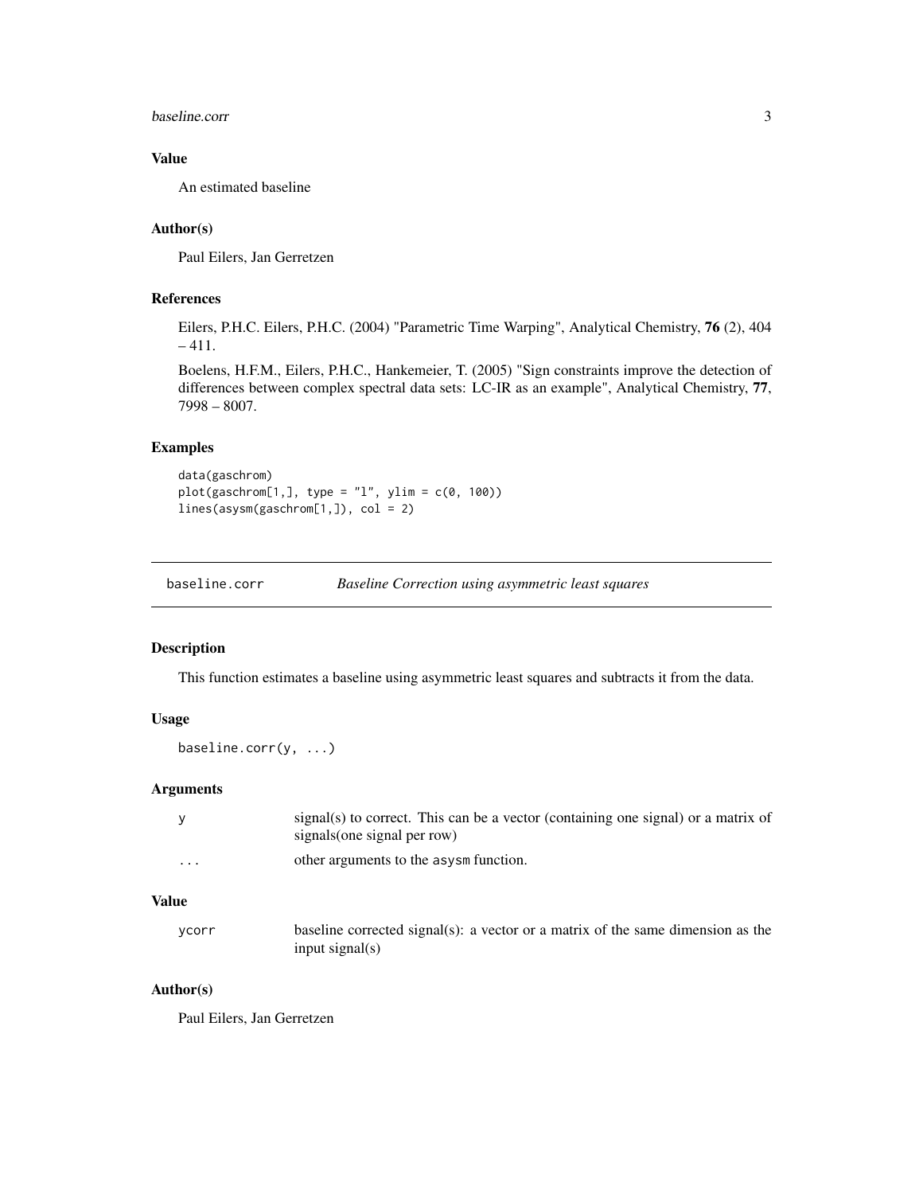### Value

An estimated baseline

### Author(s)

Paul Eilers, Jan Gerretzen

### References

Eilers, P.H.C. Eilers, P.H.C. (2004) "Parametric Time Warping", Analytical Chemistry, **76** (2), 404 – 411.

Boelens, H.F.M., Eilers, P.H.C., Hankemeier, T. (2005) "Sign constraints improve the detection of differences between complex spectral data sets: LC-IR as an example", Analytical Chemistry, **77**, 7998 – 8007.

### Examples

```
data(gaschrom)
plot(gaschrom[1,], type = "l", ylim = c(0, 100))
lines(asysm(gaschrom[1,]), col = 2)
```

---

## baseline.corr — *Baseline Correction using asymmetric least squares*

---

### Description

This function estimates a baseline using asymmetric least squares and subtracts it from the data.

### Usage

```
baseline.corr(y, ...)
```

### Arguments

| | |
|---|---|
| y | signal(s) to correct. This can be a vector (containing one signal) or a matrix of signals(one signal per row) |
| ... | other arguments to the asysm function. |

### Value

| | |
|---|---|
| ycorr | baseline corrected signal(s): a vector or a matrix of the same dimension as the input signal(s) |

### Author(s)

Paul Eilers, Jan Gerretzen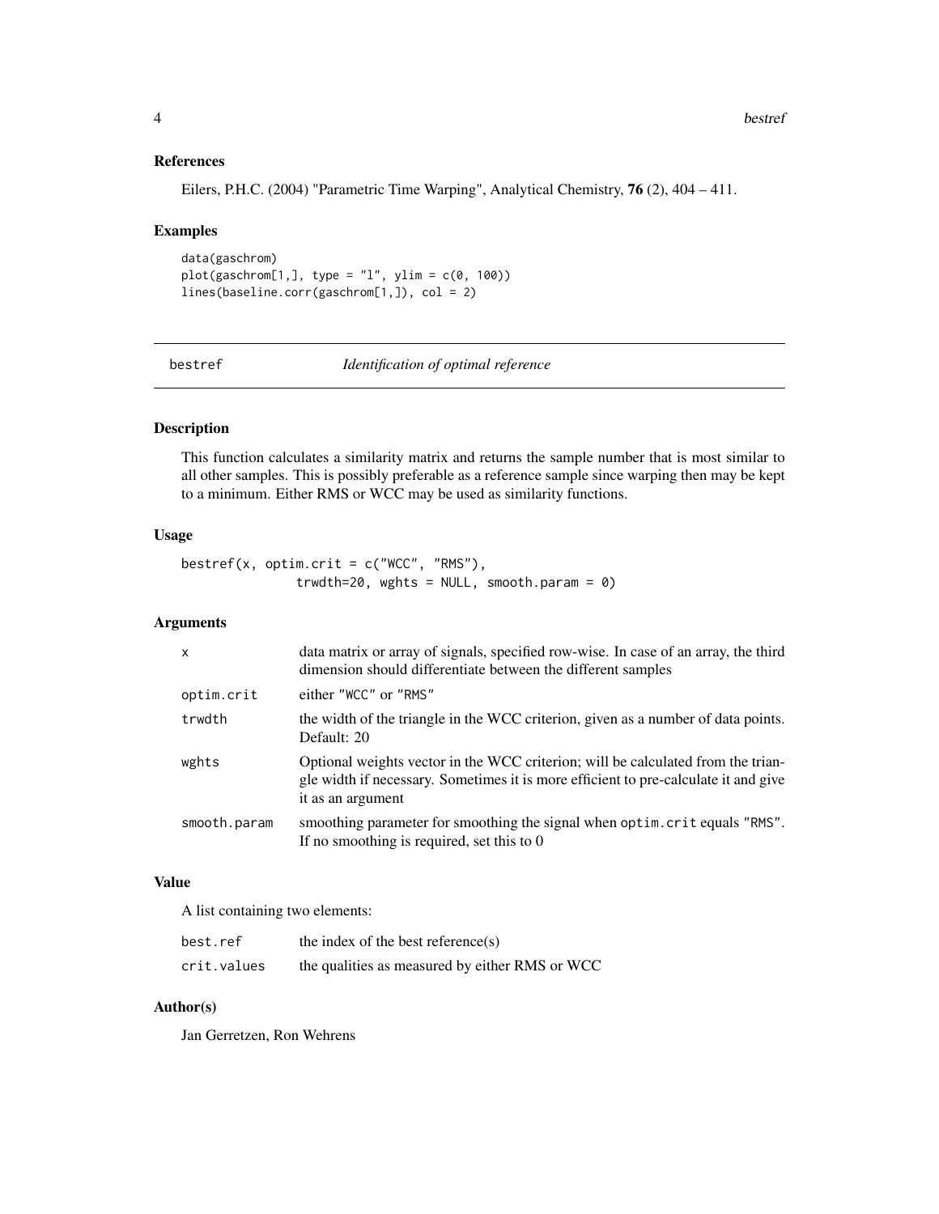### References

Eilers, P.H.C. (2004) "Parametric Time Warping", Analytical Chemistry, **76** (2), 404 – 411.

### Examples

```
data(gaschrom)
plot(gaschrom[1,], type = "l", ylim = c(0, 100))
lines(baseline.corr(gaschrom[1,]), col = 2)
```

---

## bestref — *Identification of optimal reference*

---

### Description

This function calculates a similarity matrix and returns the sample number that is most similar to all other samples. This is possibly preferable as a reference sample since warping then may be kept to a minimum. Either RMS or WCC may be used as similarity functions.

### Usage

```
bestref(x, optim.crit = c("WCC", "RMS"),
             trwdth=20, wghts = NULL, smooth.param = 0)
```

### Arguments

| | |
|---|---|
| x | data matrix or array of signals, specified row-wise. In case of an array, the third dimension should differentiate between the different samples |
| optim.crit | either "WCC" or "RMS" |
| trwdth | the width of the triangle in the WCC criterion, given as a number of data points. Default: 20 |
| wghts | Optional weights vector in the WCC criterion; will be calculated from the triangle width if necessary. Sometimes it is more efficient to pre-calculate it and give it as an argument |
| smooth.param | smoothing parameter for smoothing the signal when optim.crit equals "RMS". If no smoothing is required, set this to 0 |

### Value

A list containing two elements:

| | |
|---|---|
| best.ref | the index of the best reference(s) |
| crit.values | the qualities as measured by either RMS or WCC |

### Author(s)

Jan Gerretzen, Ron Wehrens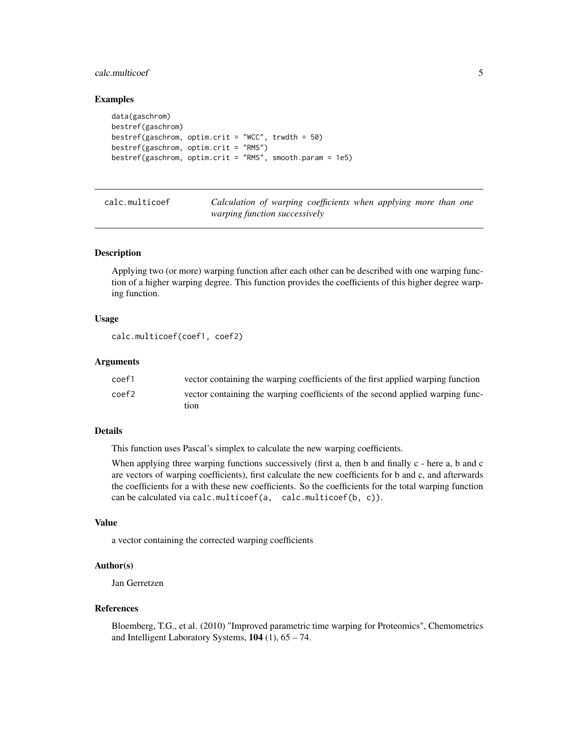### Examples

```
data(gaschrom)
bestref(gaschrom)
bestref(gaschrom, optim.crit = "WCC", trwdth = 50)
bestref(gaschrom, optim.crit = "RMS")
bestref(gaschrom, optim.crit = "RMS", smooth.param = 1e5)
```

---

## calc.multicoef — *Calculation of warping coefficients when applying more than one warping function successively*

---

### Description

Applying two (or more) warping function after each other can be described with one warping function of a higher warping degree. This function provides the coefficients of this higher degree warping function.

### Usage

```
calc.multicoef(coef1, coef2)
```

### Arguments

| | |
|---|---|
| coef1 | vector containing the warping coefficients of the first applied warping function |
| coef2 | vector containing the warping coefficients of the second applied warping function |

### Details

This function uses Pascal's simplex to calculate the new warping coefficients.

When applying three warping functions successively (first a, then b and finally c - here a, b and c are vectors of warping coefficients), first calculate the new coefficients for b and c, and afterwards the coefficients for a with these new coefficients. So the coefficients for the total warping function can be calculated via `calc.multicoef(a,  calc.multicoef(b, c))`.

### Value

a vector containing the corrected warping coefficients

### Author(s)

Jan Gerretzen

### References

Bloemberg, T.G., et al. (2010) "Improved parametric time warping for Proteomics", Chemometrics and Intelligent Laboratory Systems, **104** (1), 65 – 74.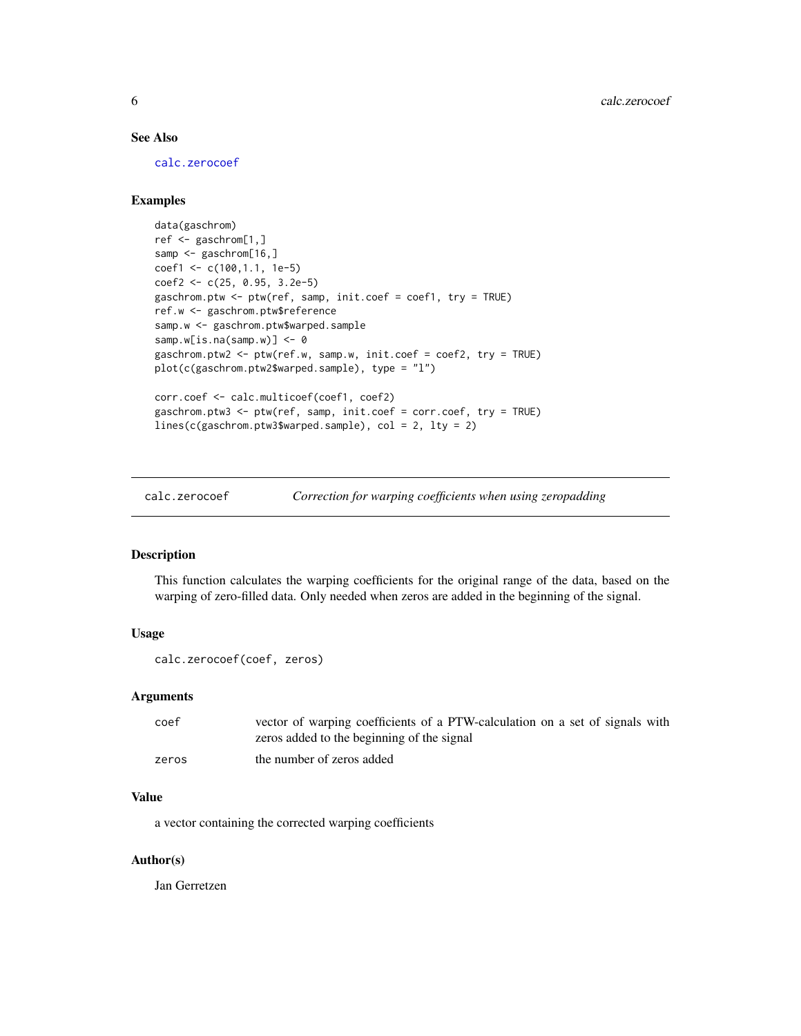### See Also

calc.zerocoef

### Examples

```
data(gaschrom)
ref <- gaschrom[1,]
samp <- gaschrom[16,]
coef1 <- c(100,1.1, 1e-5)
coef2 <- c(25, 0.95, 3.2e-5)
gaschrom.ptw <- ptw(ref, samp, init.coef = coef1, try = TRUE)
ref.w <- gaschrom.ptw$reference
samp.w <- gaschrom.ptw$warped.sample
samp.w[is.na(samp.w)] <- 0
gaschrom.ptw2 <- ptw(ref.w, samp.w, init.coef = coef2, try = TRUE)
plot(c(gaschrom.ptw2$warped.sample), type = "l")

corr.coef <- calc.multicoef(coef1, coef2)
gaschrom.ptw3 <- ptw(ref, samp, init.coef = corr.coef, try = TRUE)
lines(c(gaschrom.ptw3$warped.sample), col = 2, lty = 2)
```

---

## calc.zerocoef — *Correction for warping coefficients when using zeropadding*

---

### Description

This function calculates the warping coefficients for the original range of the data, based on the warping of zero-filled data. Only needed when zeros are added in the beginning of the signal.

### Usage

```
calc.zerocoef(coef, zeros)
```

### Arguments

| | |
|---|---|
| coef | vector of warping coefficients of a PTW-calculation on a set of signals with zeros added to the beginning of the signal |
| zeros | the number of zeros added |

### Value

a vector containing the corrected warping coefficients

### Author(s)

Jan Gerretzen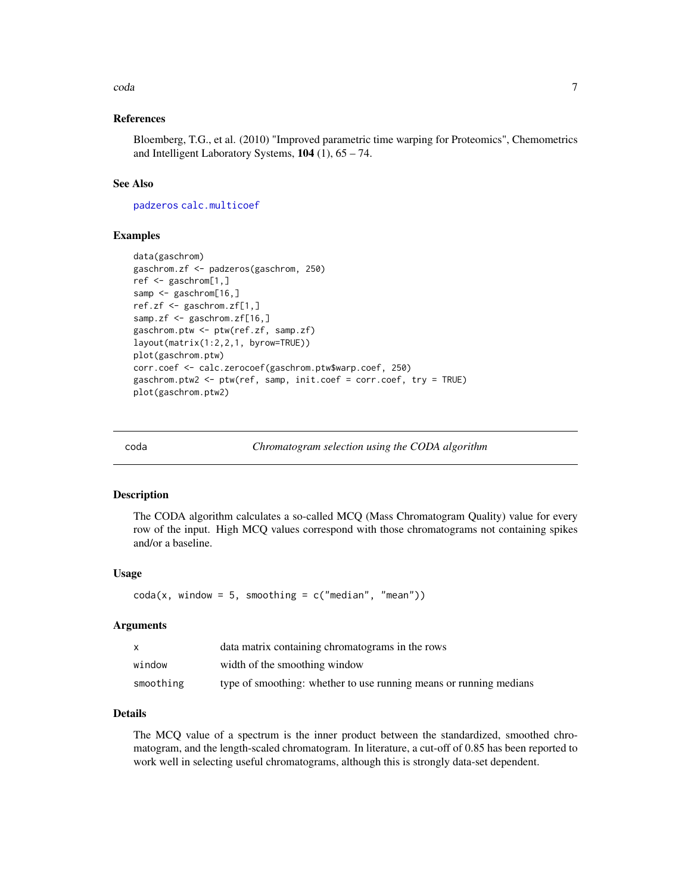### References

Bloemberg, T.G., et al. (2010) "Improved parametric time warping for Proteomics", Chemometrics and Intelligent Laboratory Systems, **104** (1), 65 – 74.

### See Also

padzeros calc.multicoef

### Examples

```
data(gaschrom)
gaschrom.zf <- padzeros(gaschrom, 250)
ref <- gaschrom[1,]
samp <- gaschrom[16,]
ref.zf <- gaschrom.zf[1,]
samp.zf <- gaschrom.zf[16,]
gaschrom.ptw <- ptw(ref.zf, samp.zf)
layout(matrix(1:2,2,1, byrow=TRUE))
plot(gaschrom.ptw)
corr.coef <- calc.zerocoef(gaschrom.ptw$warp.coef, 250)
gaschrom.ptw2 <- ptw(ref, samp, init.coef = corr.coef, try = TRUE)
plot(gaschrom.ptw2)
```

---

## coda — *Chromatogram selection using the CODA algorithm*

---

### Description

The CODA algorithm calculates a so-called MCQ (Mass Chromatogram Quality) value for every row of the input. High MCQ values correspond with those chromatograms not containing spikes and/or a baseline.

### Usage

```
coda(x, window = 5, smoothing = c("median", "mean"))
```

### Arguments

| | |
|---|---|
| x | data matrix containing chromatograms in the rows |
| window | width of the smoothing window |
| smoothing | type of smoothing: whether to use running means or running medians |

### Details

The MCQ value of a spectrum is the inner product between the standardized, smoothed chromatogram, and the length-scaled chromatogram. In literature, a cut-off of 0.85 has been reported to work well in selecting useful chromatograms, although this is strongly data-set dependent.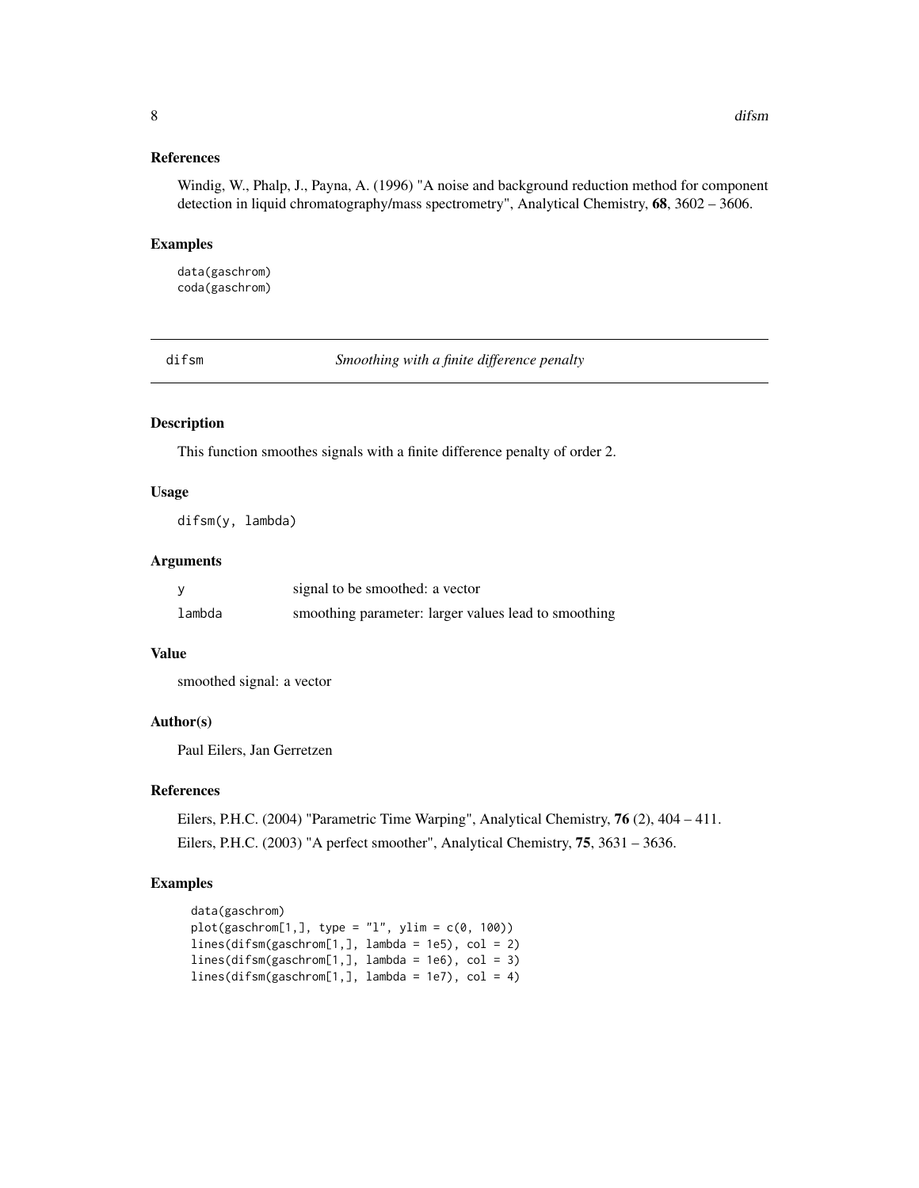### References

Windig, W., Phalp, J., Payna, A. (1996) "A noise and background reduction method for component detection in liquid chromatography/mass spectrometry", Analytical Chemistry, **68**, 3602 – 3606.

### Examples

```
data(gaschrom)
coda(gaschrom)
```

---

## difsm — *Smoothing with a finite difference penalty*

### Description

This function smoothes signals with a finite difference penalty of order 2.

### Usage

```
difsm(y, lambda)
```

### Arguments

| | |
|---|---|
| y | signal to be smoothed: a vector |
| lambda | smoothing parameter: larger values lead to smoothing |

### Value

smoothed signal: a vector

### Author(s)

Paul Eilers, Jan Gerretzen

### References

Eilers, P.H.C. (2004) "Parametric Time Warping", Analytical Chemistry, **76** (2), 404 – 411.

Eilers, P.H.C. (2003) "A perfect smoother", Analytical Chemistry, **75**, 3631 – 3636.

### Examples

```
data(gaschrom)
plot(gaschrom[1,], type = "l", ylim = c(0, 100))
lines(difsm(gaschrom[1,], lambda = 1e5), col = 2)
lines(difsm(gaschrom[1,], lambda = 1e6), col = 3)
lines(difsm(gaschrom[1,], lambda = 1e7), col = 4)
```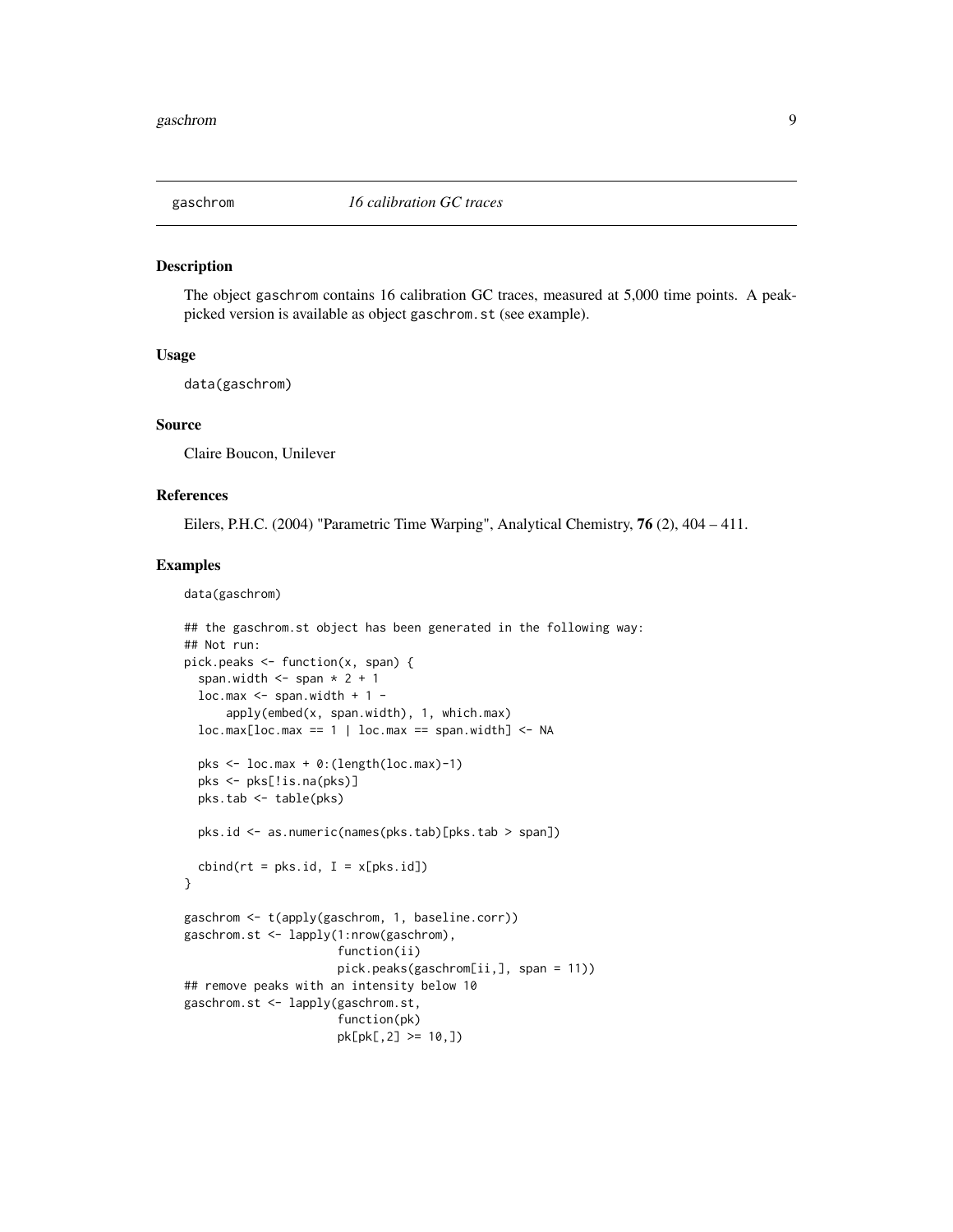# gaschrom — *16 calibration GC traces*

## Description

The object gaschrom contains 16 calibration GC traces, measured at 5,000 time points. A peak-picked version is available as object gaschrom.st (see example).

## Usage

```
data(gaschrom)
```

## Source

Claire Boucon, Unilever

## References

Eilers, P.H.C. (2004) "Parametric Time Warping", Analytical Chemistry, **76** (2), 404 – 411.

## Examples

```
data(gaschrom)

## the gaschrom.st object has been generated in the following way:
## Not run:
pick.peaks <- function(x, span) {
  span.width <- span * 2 + 1
  loc.max <- span.width + 1 -
      apply(embed(x, span.width), 1, which.max)
  loc.max[loc.max == 1 | loc.max == span.width] <- NA

  pks <- loc.max + 0:(length(loc.max)-1)
  pks <- pks[!is.na(pks)]
  pks.tab <- table(pks)

  pks.id <- as.numeric(names(pks.tab)[pks.tab > span])

  cbind(rt = pks.id, I = x[pks.id])
}

gaschrom <- t(apply(gaschrom, 1, baseline.corr))
gaschrom.st <- lapply(1:nrow(gaschrom),
                      function(ii)
                      pick.peaks(gaschrom[ii,], span = 11))
## remove peaks with an intensity below 10
gaschrom.st <- lapply(gaschrom.st,
                      function(pk)
                      pk[pk[,2] >= 10,])
```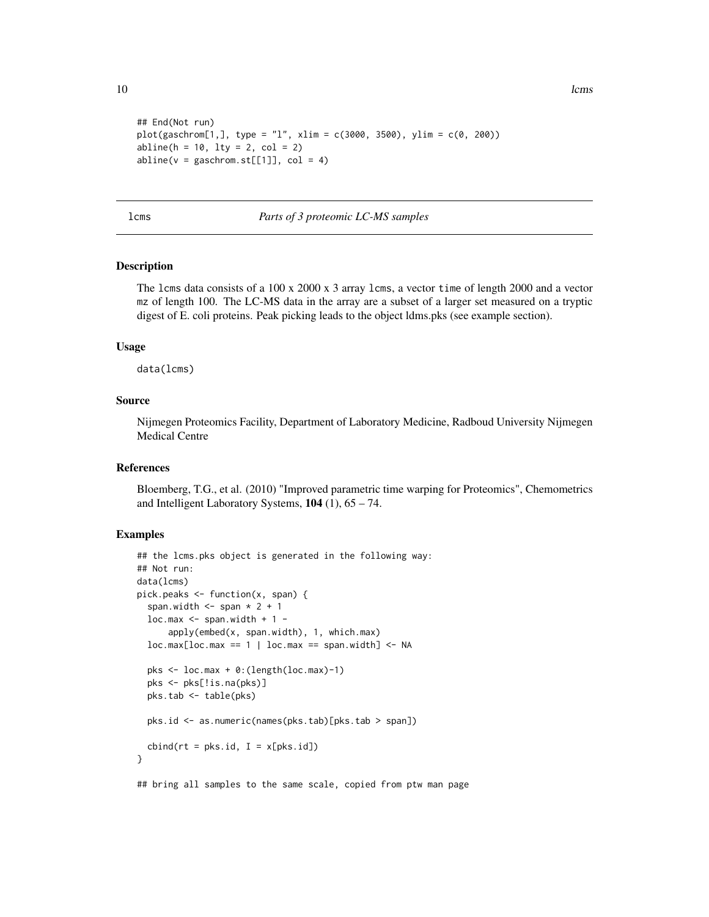```
## End(Not run)
plot(gaschrom[1,], type = "l", xlim = c(3000, 3500), ylim = c(0, 200))
abline(h = 10, lty = 2, col = 2)
abline(v = gaschrom.st[[1]], col = 4)
```

## lcms — *Parts of 3 proteomic LC-MS samples*

### Description

The lcms data consists of a 100 x 2000 x 3 array lcms, a vector time of length 2000 and a vector mz of length 100. The LC-MS data in the array are a subset of a larger set measured on a tryptic digest of E. coli proteins. Peak picking leads to the object ldms.pks (see example section).

### Usage

```
data(lcms)
```

### Source

Nijmegen Proteomics Facility, Department of Laboratory Medicine, Radboud University Nijmegen Medical Centre

### References

Bloemberg, T.G., et al. (2010) "Improved parametric time warping for Proteomics", Chemometrics and Intelligent Laboratory Systems, **104** (1), 65 – 74.

### Examples

```
## the lcms.pks object is generated in the following way:
## Not run:
data(lcms)
pick.peaks <- function(x, span) {
  span.width <- span * 2 + 1
  loc.max <- span.width + 1 -
      apply(embed(x, span.width), 1, which.max)
  loc.max[loc.max == 1 | loc.max == span.width] <- NA

  pks <- loc.max + 0:(length(loc.max)-1)
  pks <- pks[!is.na(pks)]
  pks.tab <- table(pks)

  pks.id <- as.numeric(names(pks.tab)[pks.tab > span])

  cbind(rt = pks.id, I = x[pks.id])
}

## bring all samples to the same scale, copied from ptw man page
```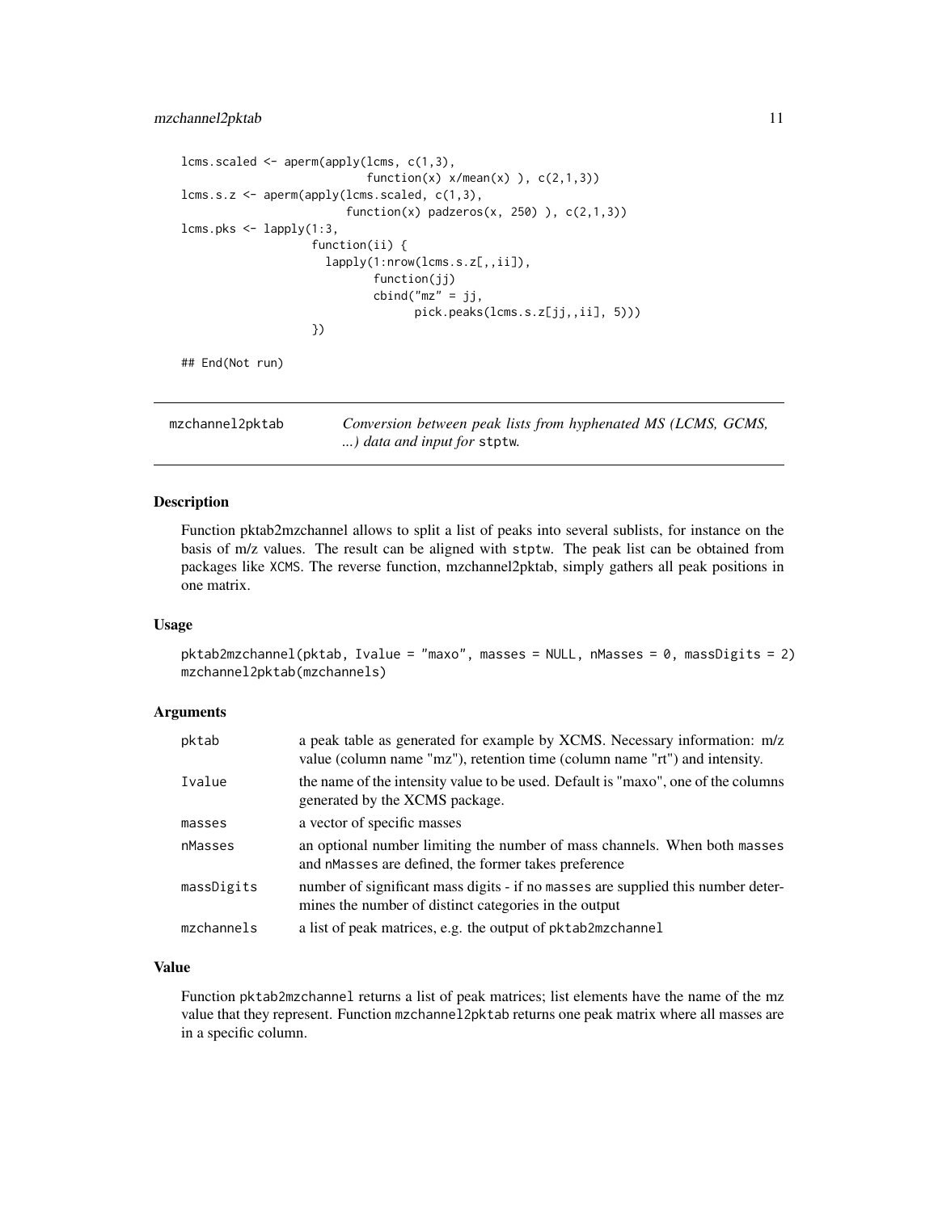```
lcms.scaled <- aperm(apply(lcms, c(1,3),
                           function(x) x/mean(x) ), c(2,1,3))
lcms.s.z <- aperm(apply(lcms.scaled, c(1,3),
                        function(x) padzeros(x, 250) ), c(2,1,3))
lcms.pks <- lapply(1:3,
                   function(ii) {
                     lapply(1:nrow(lcms.s.z[,,ii]),
                            function(jj)
                            cbind("mz" = jj,
                                  pick.peaks(lcms.s.z[jj,,ii], 5)))
                   })

## End(Not run)
```

---

## mzchannel2pktab — *Conversion between peak lists from hyphenated MS (LCMS, GCMS, ...) data and input for* `stptw`.

---

### Description

Function pktab2mzchannel allows to split a list of peaks into several sublists, for instance on the basis of m/z values. The result can be aligned with `stptw`. The peak list can be obtained from packages like `XCMS`. The reverse function, mzchannel2pktab, simply gathers all peak positions in one matrix.

### Usage

```
pktab2mzchannel(pktab, Ivalue = "maxo", masses = NULL, nMasses = 0, massDigits = 2)
mzchannel2pktab(mzchannels)
```

### Arguments

| | |
|---|---|
| `pktab` | a peak table as generated for example by XCMS. Necessary information: m/z value (column name "mz"), retention time (column name "rt") and intensity. |
| `Ivalue` | the name of the intensity value to be used. Default is "maxo", one of the columns generated by the XCMS package. |
| `masses` | a vector of specific masses |
| `nMasses` | an optional number limiting the number of mass channels. When both `masses` and `nMasses` are defined, the former takes preference |
| `massDigits` | number of significant mass digits - if no `masses` are supplied this number determines the number of distinct categories in the output |
| `mzchannels` | a list of peak matrices, e.g. the output of `pktab2mzchannel` |

### Value

Function `pktab2mzchannel` returns a list of peak matrices; list elements have the name of the mz value that they represent. Function `mzchannel2pktab` returns one peak matrix where all masses are in a specific column.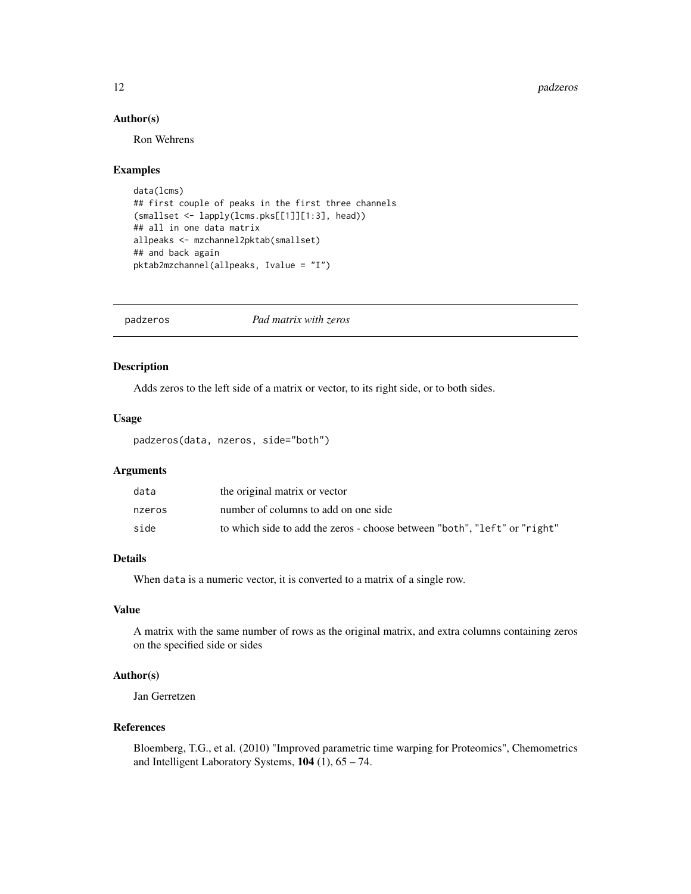### Author(s)

Ron Wehrens

### Examples

```
data(lcms)
## first couple of peaks in the first three channels
(smallset <- lapply(lcms.pks[[1]][1:3], head))
## all in one data matrix
allpeaks <- mzchannel2pktab(smallset)
## and back again
pktab2mzchannel(allpeaks, Ivalue = "I")
```

---

## padzeros *Pad matrix with zeros*

---

### Description

Adds zeros to the left side of a matrix or vector, to its right side, or to both sides.

### Usage

```
padzeros(data, nzeros, side="both")
```

### Arguments

| | |
|---|---|
| `data` | the original matrix or vector |
| `nzeros` | number of columns to add on one side |
| `side` | to which side to add the zeros - choose between "`both`", "`left`" or "`right`" |

### Details

When `data` is a numeric vector, it is converted to a matrix of a single row.

### Value

A matrix with the same number of rows as the original matrix, and extra columns containing zeros on the specified side or sides

### Author(s)

Jan Gerretzen

### References

Bloemberg, T.G., et al. (2010) "Improved parametric time warping for Proteomics", Chemometrics and Intelligent Laboratory Systems, **104** (1), 65 – 74.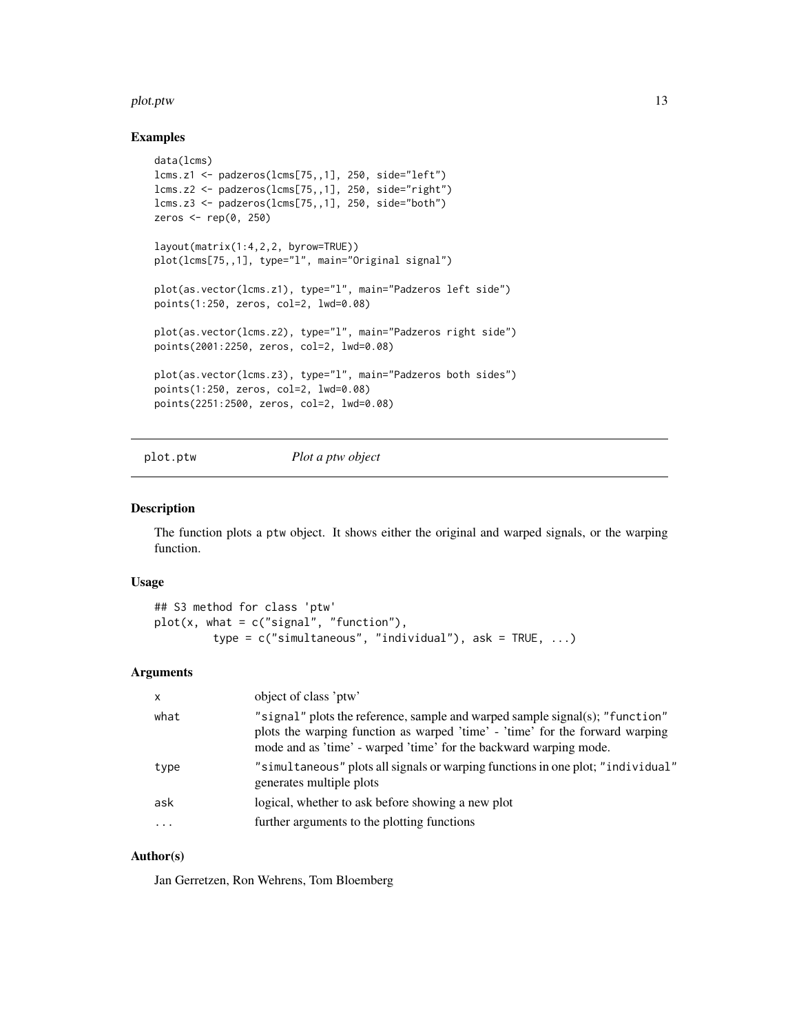## Examples

```
data(lcms)
lcms.z1 <- padzeros(lcms[75,,1], 250, side="left")
lcms.z2 <- padzeros(lcms[75,,1], 250, side="right")
lcms.z3 <- padzeros(lcms[75,,1], 250, side="both")
zeros <- rep(0, 250)

layout(matrix(1:4,2,2, byrow=TRUE))
plot(lcms[75,,1], type="l", main="Original signal")

plot(as.vector(lcms.z1), type="l", main="Padzeros left side")
points(1:250, zeros, col=2, lwd=0.08)

plot(as.vector(lcms.z2), type="l", main="Padzeros right side")
points(2001:2250, zeros, col=2, lwd=0.08)

plot(as.vector(lcms.z3), type="l", main="Padzeros both sides")
points(1:250, zeros, col=2, lwd=0.08)
points(2251:2500, zeros, col=2, lwd=0.08)
```

---

# plot.ptw &nbsp;&nbsp;&nbsp; *Plot a ptw object*

---

## Description

The function plots a ptw object. It shows either the original and warped signals, or the warping function.

## Usage

```
## S3 method for class 'ptw'
plot(x, what = c("signal", "function"),
         type = c("simultaneous", "individual"), ask = TRUE, ...)
```

## Arguments

| | |
|---|---|
| x | object of class 'ptw' |
| what | "signal" plots the reference, sample and warped sample signal(s); "function" plots the warping function as warped 'time' - 'time' for the forward warping mode and as 'time' - warped 'time' for the backward warping mode. |
| type | "simultaneous" plots all signals or warping functions in one plot; "individual" generates multiple plots |
| ask | logical, whether to ask before showing a new plot |
| ... | further arguments to the plotting functions |

## Author(s)

Jan Gerretzen, Ron Wehrens, Tom Bloemberg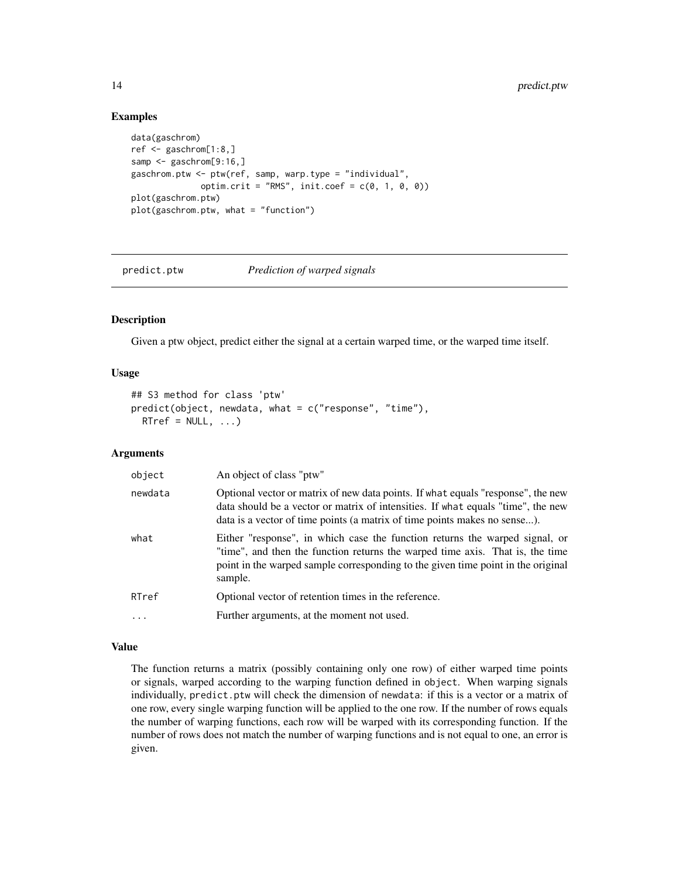### Examples

```
data(gaschrom)
ref <- gaschrom[1:8,]
samp <- gaschrom[9:16,]
gaschrom.ptw <- ptw(ref, samp, warp.type = "individual",
              optim.crit = "RMS", init.coef = c(0, 1, 0, 0))
plot(gaschrom.ptw)
plot(gaschrom.ptw, what = "function")
```

---

## predict.ptw *Prediction of warped signals*

---

### Description

Given a ptw object, predict either the signal at a certain warped time, or the warped time itself.

### Usage

```
## S3 method for class 'ptw'
predict(object, newdata, what = c("response", "time"),
  RTref = NULL, ...)
```

### Arguments

| | |
|---|---|
| object | An object of class "ptw" |
| newdata | Optional vector or matrix of new data points. If what equals "response", the new data should be a vector or matrix of intensities. If what equals "time", the new data is a vector of time points (a matrix of time points makes no sense...). |
| what | Either "response", in which case the function returns the warped signal, or "time", and then the function returns the warped time axis. That is, the time point in the warped sample corresponding to the given time point in the original sample. |
| RTref | Optional vector of retention times in the reference. |
| ... | Further arguments, at the moment not used. |

### Value

The function returns a matrix (possibly containing only one row) of either warped time points or signals, warped according to the warping function defined in object. When warping signals individually, predict.ptw will check the dimension of newdata: if this is a vector or a matrix of one row, every single warping function will be applied to the one row. If the number of rows equals the number of warping functions, each row will be warped with its corresponding function. If the number of rows does not match the number of warping functions and is not equal to one, an error is given.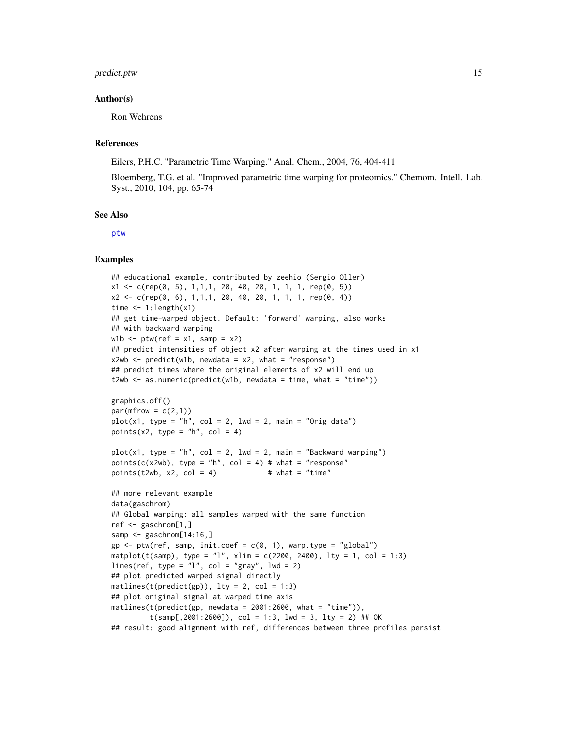## Author(s)

Ron Wehrens

## References

Eilers, P.H.C. "Parametric Time Warping." Anal. Chem., 2004, 76, 404-411

Bloemberg, T.G. et al. "Improved parametric time warping for proteomics." Chemom. Intell. Lab. Syst., 2010, 104, pp. 65-74

## See Also

ptw

## Examples

```
## educational example, contributed by zeehio (Sergio Oller)
x1 <- c(rep(0, 5), 1,1,1, 20, 40, 20, 1, 1, 1, rep(0, 5))
x2 <- c(rep(0, 6), 1,1,1, 20, 40, 20, 1, 1, 1, rep(0, 4))
time <- 1:length(x1)
## get time-warped object. Default: 'forward' warping, also works
## with backward warping
w1b <- ptw(ref = x1, samp = x2)
## predict intensities of object x2 after warping at the times used in x1
x2wb <- predict(w1b, newdata = x2, what = "response")
## predict times where the original elements of x2 will end up
t2wb <- as.numeric(predict(w1b, newdata = time, what = "time"))

graphics.off()
par(mfrow = c(2,1))
plot(x1, type = "h", col = 2, lwd = 2, main = "Orig data")
points(x2, type = "h", col = 4)

plot(x1, type = "h", col = 2, lwd = 2, main = "Backward warping")
points(c(x2wb), type = "h", col = 4) # what = "response"
points(t2wb, x2, col = 4)            # what = "time"

## more relevant example
data(gaschrom)
## Global warping: all samples warped with the same function
ref <- gaschrom[1,]
samp <- gaschrom[14:16,]
gp <- ptw(ref, samp, init.coef = c(0, 1), warp.type = "global")
matplot(t(samp), type = "l", xlim = c(2200, 2400), lty = 1, col = 1:3)
lines(ref, type = "l", col = "gray", lwd = 2)
## plot predicted warped signal directly
matlines(t(predict(gp)), lty = 2, col = 1:3)
## plot original signal at warped time axis
matlines(t(predict(gp, newdata = 2001:2600, what = "time")),
         t(samp[,2001:2600]), col = 1:3, lwd = 3, lty = 2) ## OK
## result: good alignment with ref, differences between three profiles persist
```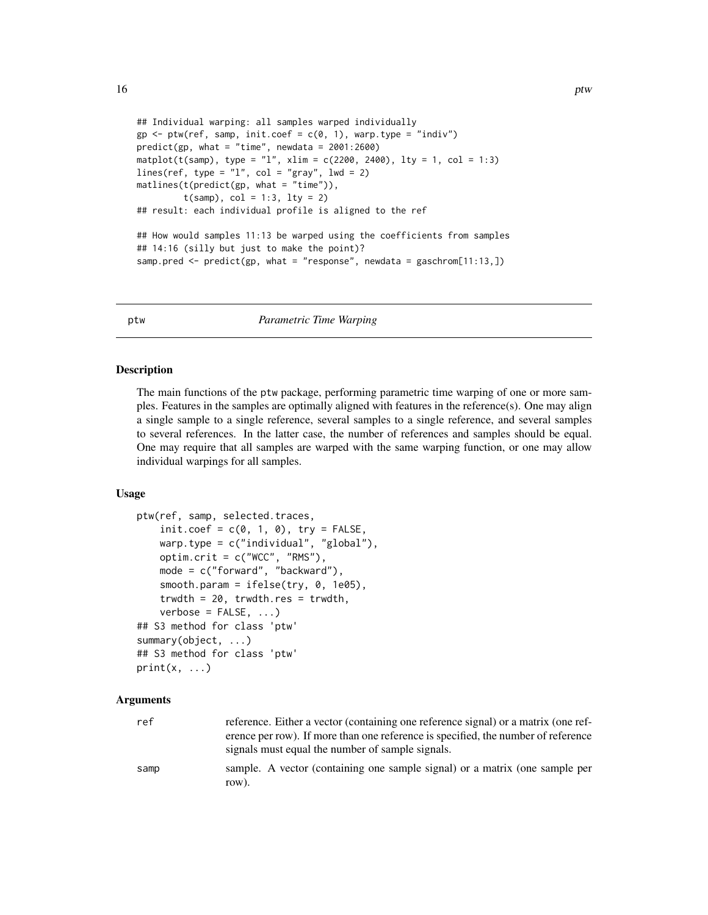```
## Individual warping: all samples warped individually
gp <- ptw(ref, samp, init.coef = c(0, 1), warp.type = "indiv")
predict(gp, what = "time", newdata = 2001:2600)
matplot(t(samp), type = "l", xlim = c(2200, 2400), lty = 1, col = 1:3)
lines(ref, type = "l", col = "gray", lwd = 2)
matlines(t(predict(gp, what = "time")),
         t(samp), col = 1:3, lty = 2)
## result: each individual profile is aligned to the ref

## How would samples 11:13 be warped using the coefficients from samples
## 14:16 (silly but just to make the point)?
samp.pred <- predict(gp, what = "response", newdata = gaschrom[11:13,])
```

---

## ptw — *Parametric Time Warping*

---

### Description

The main functions of the ptw package, performing parametric time warping of one or more samples. Features in the samples are optimally aligned with features in the reference(s). One may align a single sample to a single reference, several samples to a single reference, and several samples to several references. In the latter case, the number of references and samples should be equal. One may require that all samples are warped with the same warping function, or one may allow individual warpings for all samples.

### Usage

```
ptw(ref, samp, selected.traces,
    init.coef = c(0, 1, 0), try = FALSE,
    warp.type = c("individual", "global"),
    optim.crit = c("WCC", "RMS"),
    mode = c("forward", "backward"),
    smooth.param = ifelse(try, 0, 1e05),
    trwdth = 20, trwdth.res = trwdth,
    verbose = FALSE, ...)
## S3 method for class 'ptw'
summary(object, ...)
## S3 method for class 'ptw'
print(x, ...)
```

### Arguments

| | |
|---|---|
| `ref` | reference. Either a vector (containing one reference signal) or a matrix (one reference per row). If more than one reference is specified, the number of reference signals must equal the number of sample signals. |
| `samp` | sample. A vector (containing one sample signal) or a matrix (one sample per row). |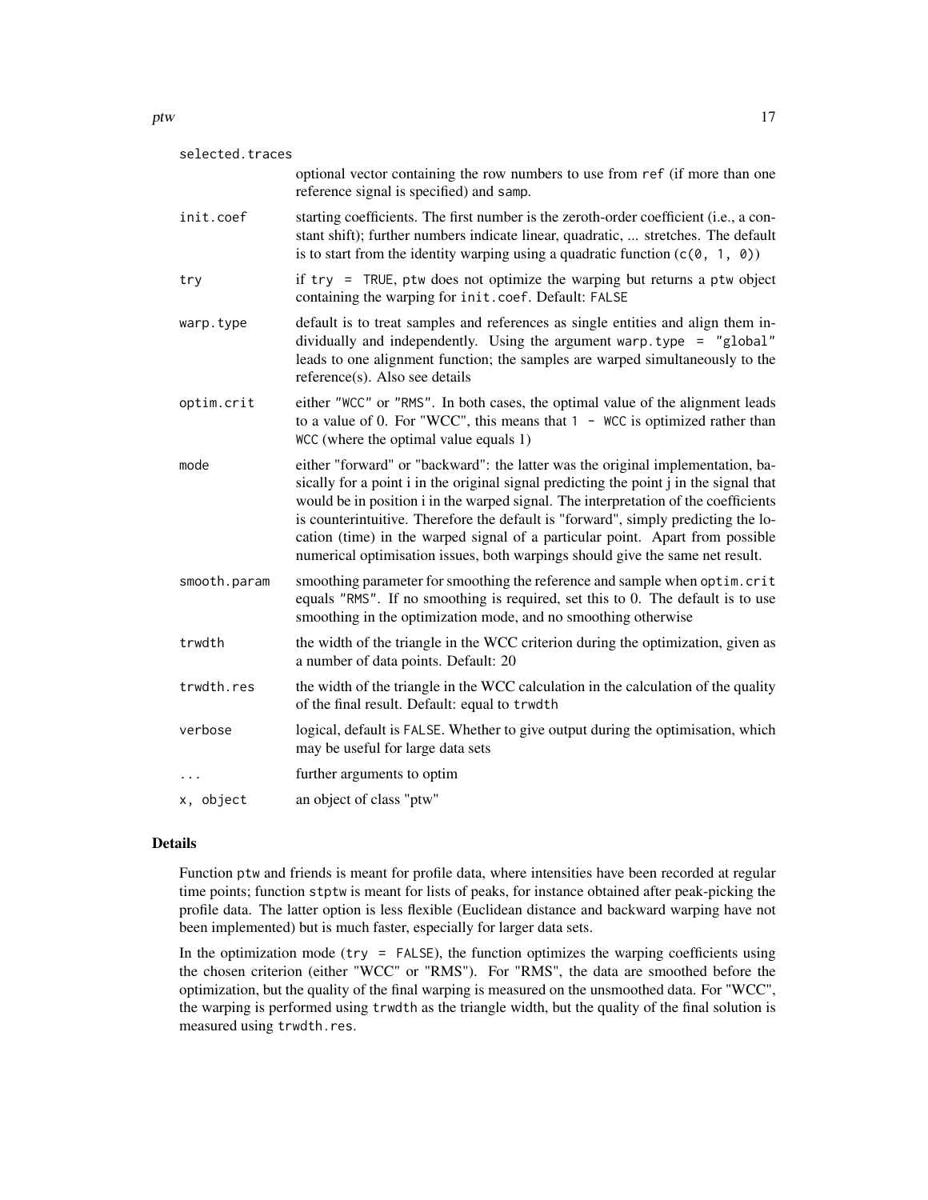| | |
|---|---|
| selected.traces | optional vector containing the row numbers to use from `ref` (if more than one reference signal is specified) and `samp`. |
| init.coef | starting coefficients. The first number is the zeroth-order coefficient (i.e., a constant shift); further numbers indicate linear, quadratic, ... stretches. The default is to start from the identity warping using a quadratic function (`c(0, 1, 0)`) |
| try | if `try = TRUE`, ptw does not optimize the warping but returns a ptw object containing the warping for `init.coef`. Default: `FALSE` |
| warp.type | default is to treat samples and references as single entities and align them individually and independently. Using the argument `warp.type = "global"` leads to one alignment function; the samples are warped simultaneously to the reference(s). Also see details |
| optim.crit | either `"WCC"` or `"RMS"`. In both cases, the optimal value of the alignment leads to a value of 0. For "WCC", this means that `1 - WCC` is optimized rather than `WCC` (where the optimal value equals 1) |
| mode | either "forward" or "backward": the latter was the original implementation, basically for a point i in the original signal predicting the point j in the signal that would be in position i in the warped signal. The interpretation of the coefficients is counterintuitive. Therefore the default is "forward", simply predicting the location (time) in the warped signal of a particular point. Apart from possible numerical optimisation issues, both warpings should give the same net result. |
| smooth.param | smoothing parameter for smoothing the reference and sample when `optim.crit` equals `"RMS"`. If no smoothing is required, set this to 0. The default is to use smoothing in the optimization mode, and no smoothing otherwise |
| trwdth | the width of the triangle in the WCC criterion during the optimization, given as a number of data points. Default: 20 |
| trwdth.res | the width of the triangle in the WCC calculation in the calculation of the quality of the final result. Default: equal to `trwdth` |
| verbose | logical, default is `FALSE`. Whether to give output during the optimisation, which may be useful for large data sets |
| ... | further arguments to optim |
| x, object | an object of class "ptw" |

## Details

Function `ptw` and friends is meant for profile data, where intensities have been recorded at regular time points; function `stptw` is meant for lists of peaks, for instance obtained after peak-picking the profile data. The latter option is less flexible (Euclidean distance and backward warping have not been implemented) but is much faster, especially for larger data sets.

In the optimization mode (`try = FALSE`), the function optimizes the warping coefficients using the chosen criterion (either "WCC" or "RMS"). For "RMS", the data are smoothed before the optimization, but the quality of the final warping is measured on the unsmoothed data. For "WCC", the warping is performed using `trwdth` as the triangle width, but the quality of the final solution is measured using `trwdth.res`.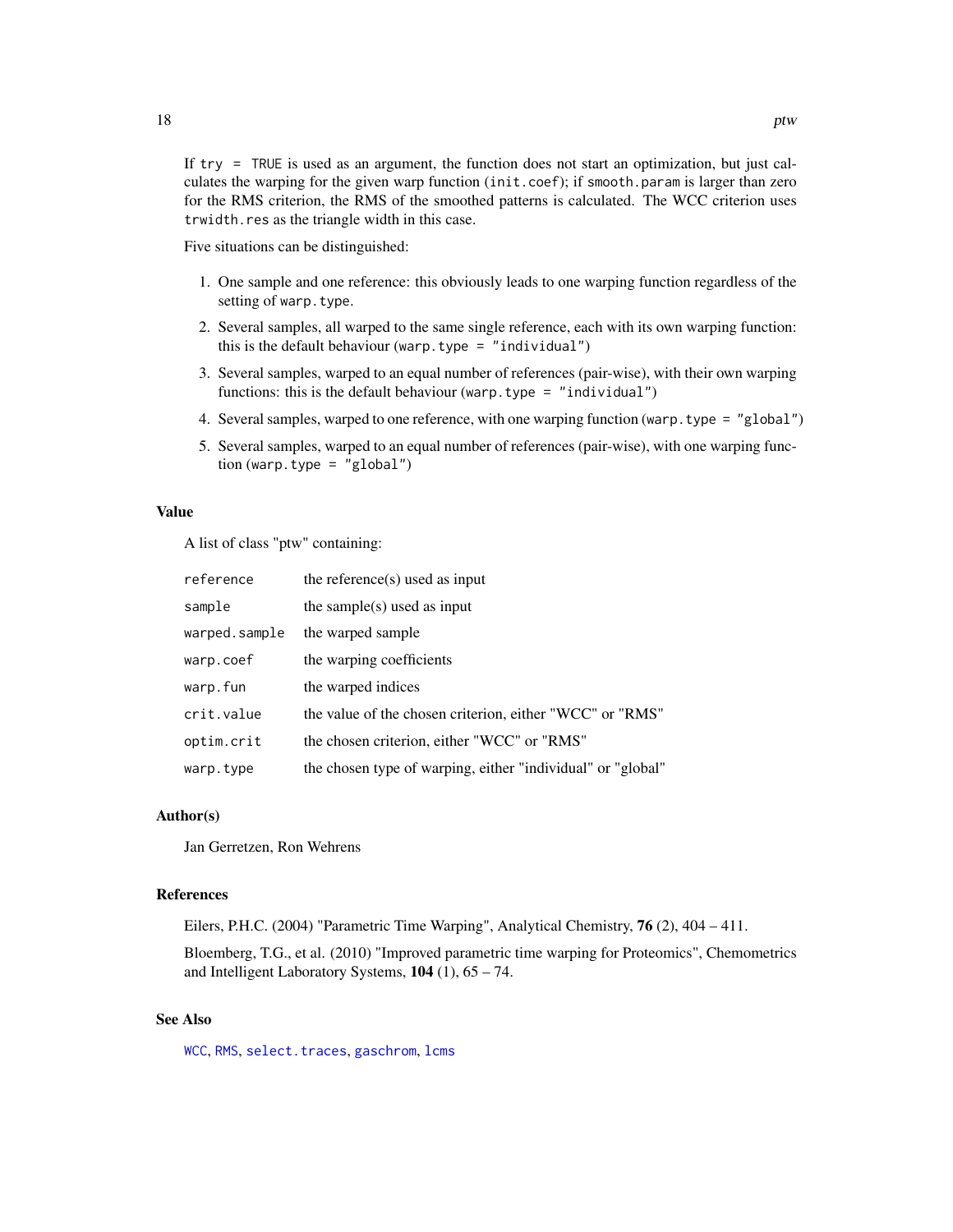If `try = TRUE` is used as an argument, the function does not start an optimization, but just calculates the warping for the given warp function (`init.coef`); if `smooth.param` is larger than zero for the RMS criterion, the RMS of the smoothed patterns is calculated. The WCC criterion uses `trwidth.res` as the triangle width in this case.

Five situations can be distinguished:

1. One sample and one reference: this obviously leads to one warping function regardless of the setting of `warp.type`.
2. Several samples, all warped to the same single reference, each with its own warping function: this is the default behaviour (`warp.type = "individual"`)
3. Several samples, warped to an equal number of references (pair-wise), with their own warping functions: this is the default behaviour (`warp.type = "individual"`)
4. Several samples, warped to one reference, with one warping function (`warp.type = "global"`)
5. Several samples, warped to an equal number of references (pair-wise), with one warping function (`warp.type = "global"`)

## Value

A list of class "ptw" containing:

| | |
|---|---|
| `reference` | the reference(s) used as input |
| `sample` | the sample(s) used as input |
| `warped.sample` | the warped sample |
| `warp.coef` | the warping coefficients |
| `warp.fun` | the warped indices |
| `crit.value` | the value of the chosen criterion, either "WCC" or "RMS" |
| `optim.crit` | the chosen criterion, either "WCC" or "RMS" |
| `warp.type` | the chosen type of warping, either "individual" or "global" |

## Author(s)

Jan Gerretzen, Ron Wehrens

## References

Eilers, P.H.C. (2004) "Parametric Time Warping", Analytical Chemistry, **76** (2), 404 – 411.

Bloemberg, T.G., et al. (2010) "Improved parametric time warping for Proteomics", Chemometrics and Intelligent Laboratory Systems, **104** (1), 65 – 74.

## See Also

`WCC`, `RMS`, `select.traces`, `gaschrom`, `lcms`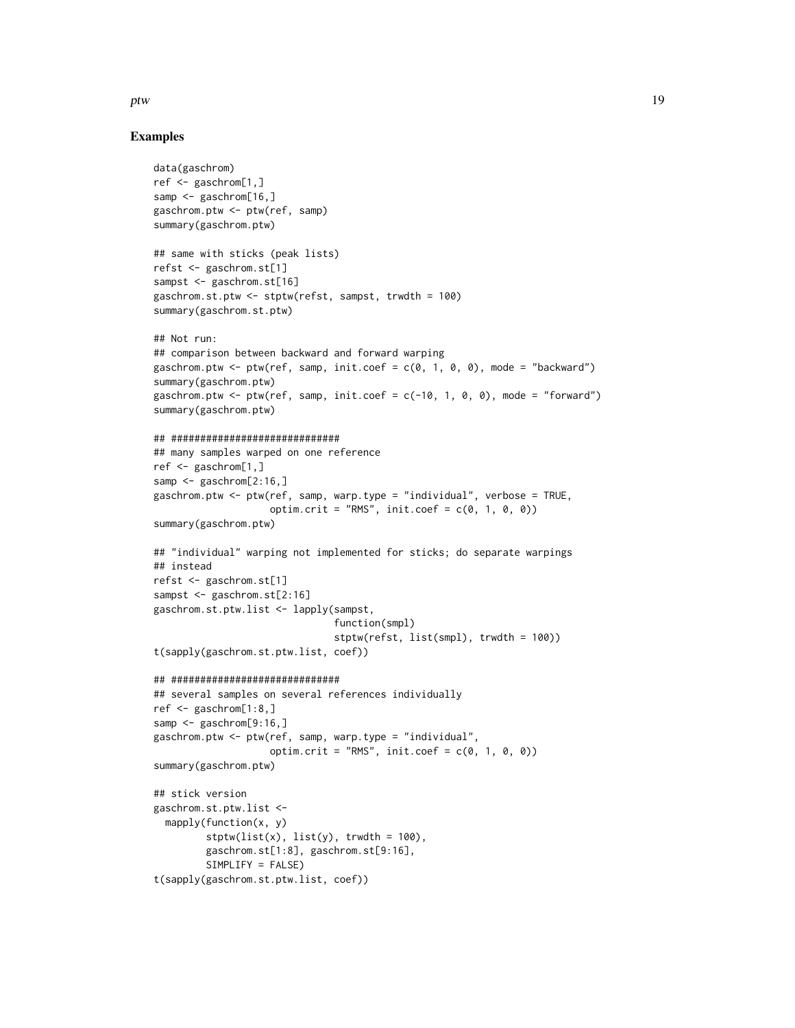## Examples

```
data(gaschrom)
ref <- gaschrom[1,]
samp <- gaschrom[16,]
gaschrom.ptw <- ptw(ref, samp)
summary(gaschrom.ptw)

## same with sticks (peak lists)
refst <- gaschrom.st[1]
sampst <- gaschrom.st[16]
gaschrom.st.ptw <- stptw(refst, sampst, trwdth = 100)
summary(gaschrom.st.ptw)

## Not run:
## comparison between backward and forward warping
gaschrom.ptw <- ptw(ref, samp, init.coef = c(0, 1, 0, 0), mode = "backward")
summary(gaschrom.ptw)
gaschrom.ptw <- ptw(ref, samp, init.coef = c(-10, 1, 0, 0), mode = "forward")
summary(gaschrom.ptw)

## #############################
## many samples warped on one reference
ref <- gaschrom[1,]
samp <- gaschrom[2:16,]
gaschrom.ptw <- ptw(ref, samp, warp.type = "individual", verbose = TRUE,
                    optim.crit = "RMS", init.coef = c(0, 1, 0, 0))
summary(gaschrom.ptw)

## "individual" warping not implemented for sticks; do separate warpings
## instead
refst <- gaschrom.st[1]
sampst <- gaschrom.st[2:16]
gaschrom.st.ptw.list <- lapply(sampst,
                               function(smpl)
                               stptw(refst, list(smpl), trwdth = 100))
t(sapply(gaschrom.st.ptw.list, coef))

## #############################
## several samples on several references individually
ref <- gaschrom[1:8,]
samp <- gaschrom[9:16,]
gaschrom.ptw <- ptw(ref, samp, warp.type = "individual",
                    optim.crit = "RMS", init.coef = c(0, 1, 0, 0))
summary(gaschrom.ptw)

## stick version
gaschrom.st.ptw.list <-
  mapply(function(x, y)
         stptw(list(x), list(y), trwdth = 100),
         gaschrom.st[1:8], gaschrom.st[9:16],
         SIMPLIFY = FALSE)
t(sapply(gaschrom.st.ptw.list, coef))
```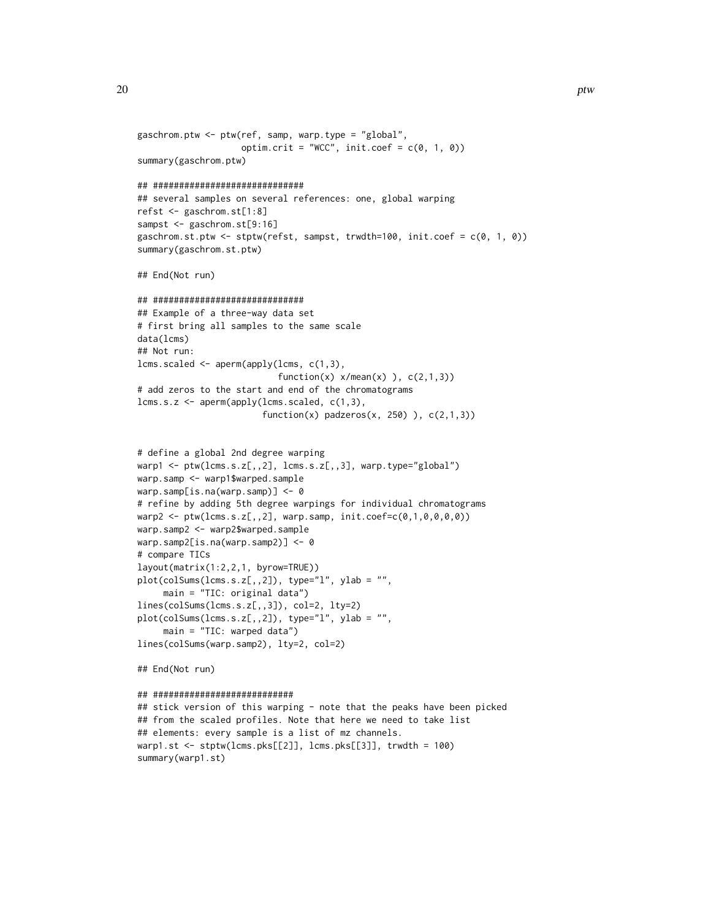```
gaschrom.ptw <- ptw(ref, samp, warp.type = "global",
                    optim.crit = "WCC", init.coef = c(0, 1, 0))
summary(gaschrom.ptw)

## #############################
## several samples on several references: one, global warping
refst <- gaschrom.st[1:8]
sampst <- gaschrom.st[9:16]
gaschrom.st.ptw <- stptw(refst, sampst, trwdth=100, init.coef = c(0, 1, 0))
summary(gaschrom.st.ptw)

## End(Not run)

## #############################
## Example of a three-way data set
# first bring all samples to the same scale
data(lcms)
## Not run:
lcms.scaled <- aperm(apply(lcms, c(1,3),
                           function(x) x/mean(x) ), c(2,1,3))
# add zeros to the start and end of the chromatograms
lcms.s.z <- aperm(apply(lcms.scaled, c(1,3),
                        function(x) padzeros(x, 250) ), c(2,1,3))


# define a global 2nd degree warping
warp1 <- ptw(lcms.s.z[,,2], lcms.s.z[,,3], warp.type="global")
warp.samp <- warp1$warped.sample
warp.samp[is.na(warp.samp)] <- 0
# refine by adding 5th degree warpings for individual chromatograms
warp2 <- ptw(lcms.s.z[,,2], warp.samp, init.coef=c(0,1,0,0,0,0))
warp.samp2 <- warp2$warped.sample
warp.samp2[is.na(warp.samp2)] <- 0
# compare TICs
layout(matrix(1:2,2,1, byrow=TRUE))
plot(colSums(lcms.s.z[,,2]), type="l", ylab = "",
     main = "TIC: original data")
lines(colSums(lcms.s.z[,,3]), col=2, lty=2)
plot(colSums(lcms.s.z[,,2]), type="l", ylab = "",
     main = "TIC: warped data")
lines(colSums(warp.samp2), lty=2, col=2)

## End(Not run)

## ###########################
## stick version of this warping - note that the peaks have been picked
## from the scaled profiles. Note that here we need to take list
## elements: every sample is a list of mz channels.
warp1.st <- stptw(lcms.pks[[2]], lcms.pks[[3]], trwdth = 100)
summary(warp1.st)
```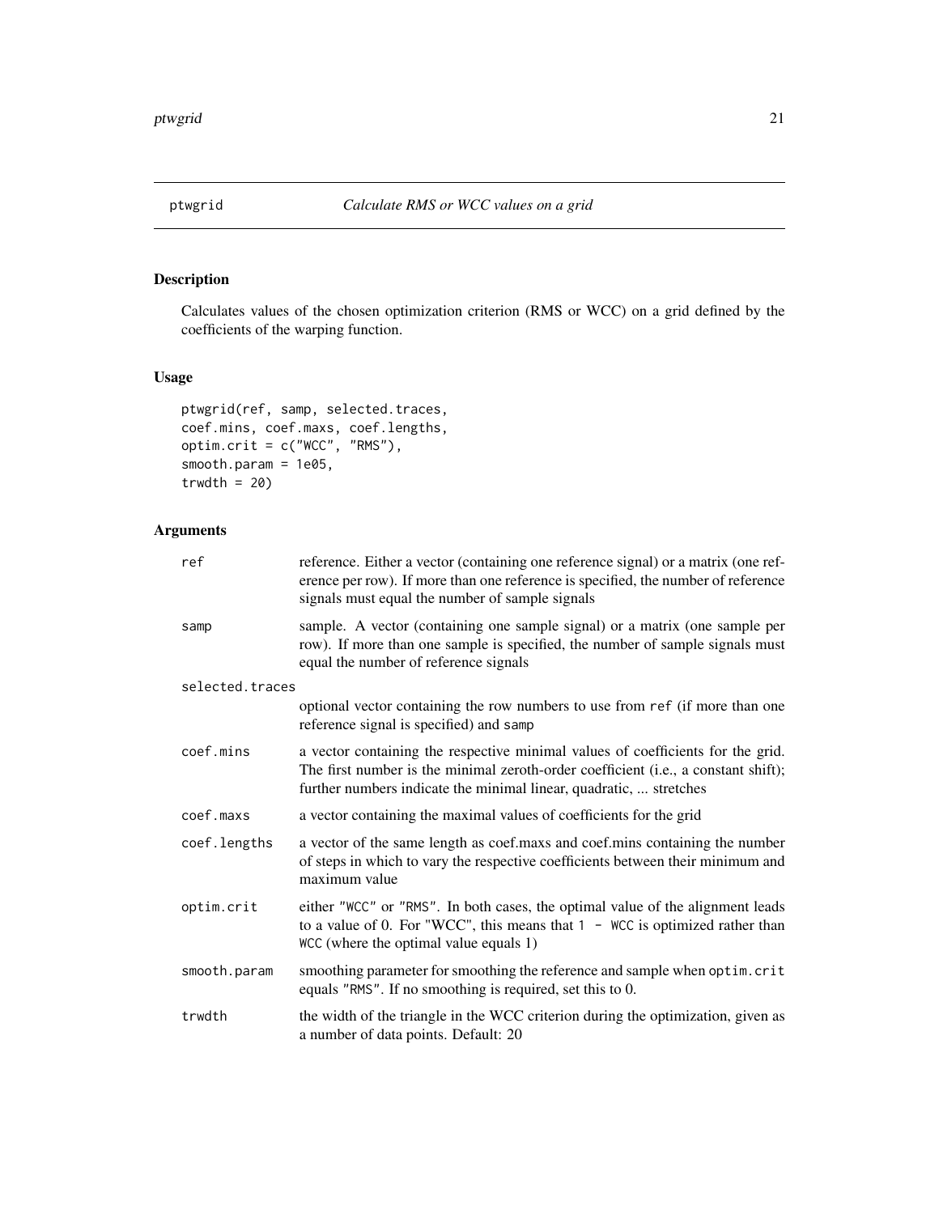## ptwgrid    *Calculate RMS or WCC values on a grid*

### Description

Calculates values of the chosen optimization criterion (RMS or WCC) on a grid defined by the coefficients of the warping function.

### Usage

```
ptwgrid(ref, samp, selected.traces,
coef.mins, coef.maxs, coef.lengths,
optim.crit = c("WCC", "RMS"),
smooth.param = 1e05,
trwdth = 20)
```

### Arguments

| | |
|---|---|
| `ref` | reference. Either a vector (containing one reference signal) or a matrix (one reference per row). If more than one reference is specified, the number of reference signals must equal the number of sample signals |
| `samp` | sample. A vector (containing one sample signal) or a matrix (one sample per row). If more than one sample is specified, the number of sample signals must equal the number of reference signals |
| `selected.traces` | optional vector containing the row numbers to use from `ref` (if more than one reference signal is specified) and `samp` |
| `coef.mins` | a vector containing the respective minimal values of coefficients for the grid. The first number is the minimal zeroth-order coefficient (i.e., a constant shift); further numbers indicate the minimal linear, quadratic, ... stretches |
| `coef.maxs` | a vector containing the maximal values of coefficients for the grid |
| `coef.lengths` | a vector of the same length as coef.maxs and coef.mins containing the number of steps in which to vary the respective coefficients between their minimum and maximum value |
| `optim.crit` | either `"WCC"` or `"RMS"`. In both cases, the optimal value of the alignment leads to a value of 0. For "WCC", this means that `1 - WCC` is optimized rather than `WCC` (where the optimal value equals 1) |
| `smooth.param` | smoothing parameter for smoothing the reference and sample when `optim.crit` equals `"RMS"`. If no smoothing is required, set this to 0. |
| `trwdth` | the width of the triangle in the WCC criterion during the optimization, given as a number of data points. Default: 20 |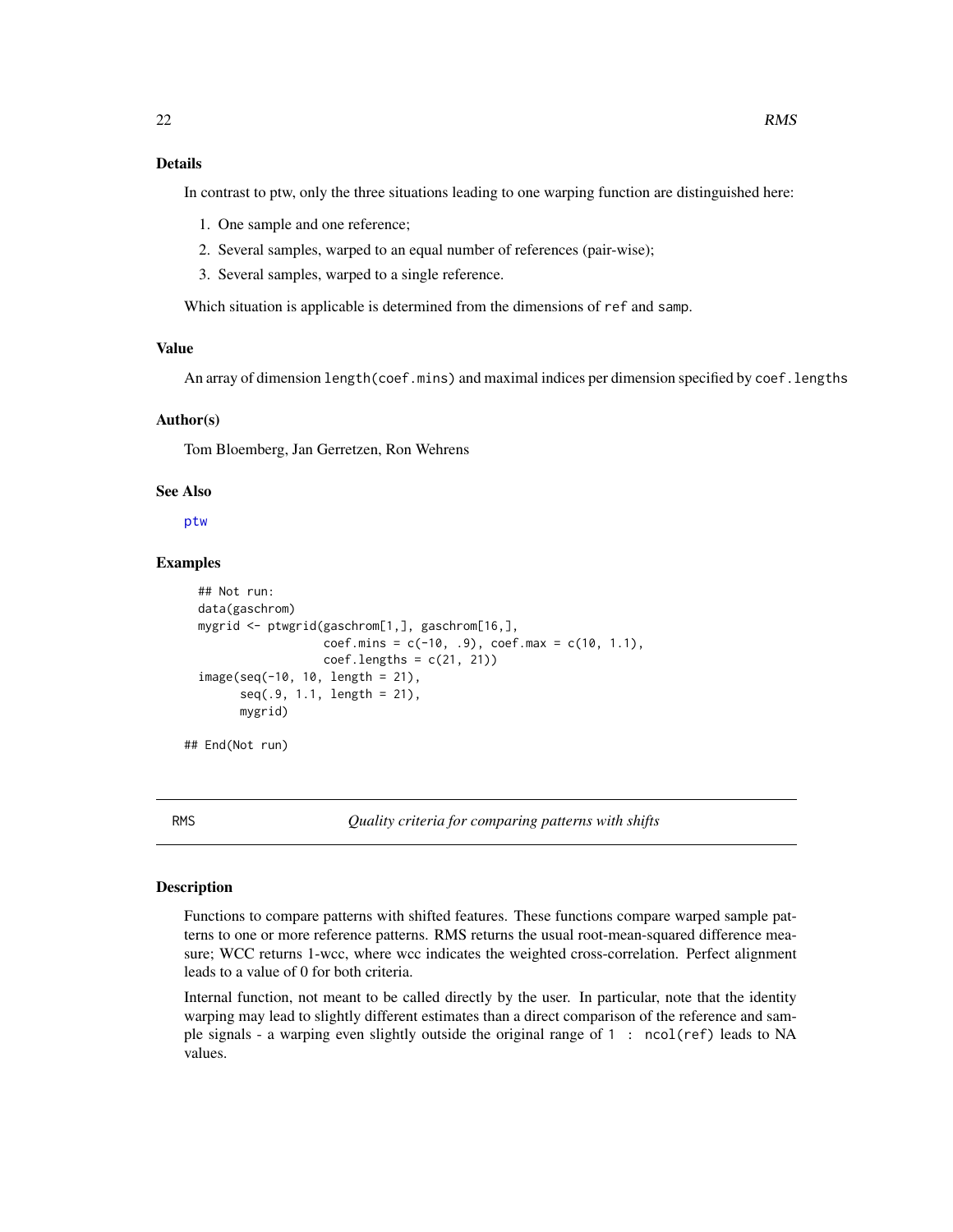### Details

In contrast to ptw, only the three situations leading to one warping function are distinguished here:

1. One sample and one reference;
2. Several samples, warped to an equal number of references (pair-wise);
3. Several samples, warped to a single reference.

Which situation is applicable is determined from the dimensions of `ref` and `samp`.

### Value

An array of dimension `length(coef.mins)` and maximal indices per dimension specified by `coef.lengths`

### Author(s)

Tom Bloemberg, Jan Gerretzen, Ron Wehrens

### See Also

ptw

### Examples

```
## Not run:
data(gaschrom)
mygrid <- ptwgrid(gaschrom[1,], gaschrom[16,],
                  coef.mins = c(-10, .9), coef.max = c(10, 1.1),
                  coef.lengths = c(21, 21))
image(seq(-10, 10, length = 21),
      seq(.9, 1.1, length = 21),
      mygrid)

## End(Not run)
```

---

## RMS    *Quality criteria for comparing patterns with shifts*

### Description

Functions to compare patterns with shifted features. These functions compare warped sample patterns to one or more reference patterns. RMS returns the usual root-mean-squared difference measure; WCC returns 1-wcc, where wcc indicates the weighted cross-correlation. Perfect alignment leads to a value of 0 for both criteria.

Internal function, not meant to be called directly by the user. In particular, note that the identity warping may lead to slightly different estimates than a direct comparison of the reference and sample signals - a warping even slightly outside the original range of `1 : ncol(ref)` leads to NA values.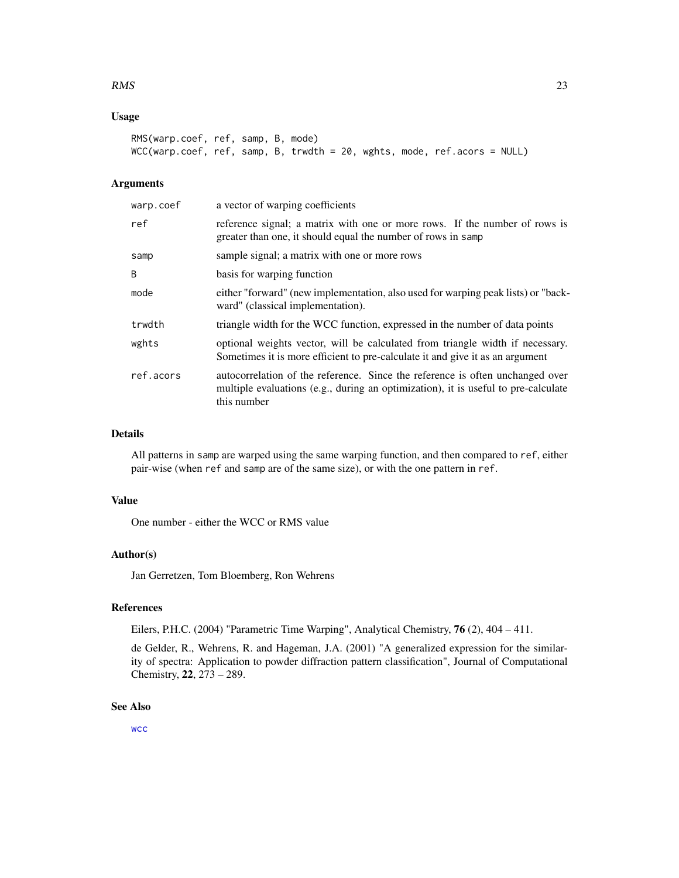## Usage

```
RMS(warp.coef, ref, samp, B, mode)
WCC(warp.coef, ref, samp, B, trwdth = 20, wghts, mode, ref.acors = NULL)
```

## Arguments

| | |
|---|---|
| warp.coef | a vector of warping coefficients |
| ref | reference signal; a matrix with one or more rows. If the number of rows is greater than one, it should equal the number of rows in samp |
| samp | sample signal; a matrix with one or more rows |
| B | basis for warping function |
| mode | either "forward" (new implementation, also used for warping peak lists) or "backward" (classical implementation). |
| trwdth | triangle width for the WCC function, expressed in the number of data points |
| wghts | optional weights vector, will be calculated from triangle width if necessary. Sometimes it is more efficient to pre-calculate it and give it as an argument |
| ref.acors | autocorrelation of the reference. Since the reference is often unchanged over multiple evaluations (e.g., during an optimization), it is useful to pre-calculate this number |

## Details

All patterns in samp are warped using the same warping function, and then compared to ref, either pair-wise (when ref and samp are of the same size), or with the one pattern in ref.

## Value

One number - either the WCC or RMS value

## Author(s)

Jan Gerretzen, Tom Bloemberg, Ron Wehrens

## References

Eilers, P.H.C. (2004) "Parametric Time Warping", Analytical Chemistry, **76** (2), 404 – 411.

de Gelder, R., Wehrens, R. and Hageman, J.A. (2001) "A generalized expression for the similarity of spectra: Application to powder diffraction pattern classification", Journal of Computational Chemistry, **22**, 273 – 289.

## See Also

wcc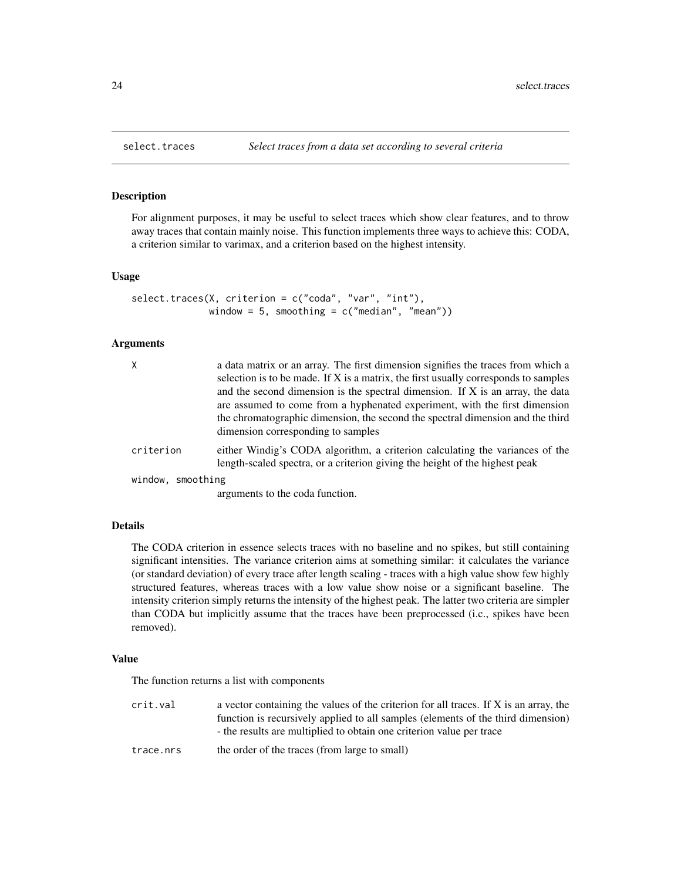# select.traces — *Select traces from a data set according to several criteria*

## Description

For alignment purposes, it may be useful to select traces which show clear features, and to throw away traces that contain mainly noise. This function implements three ways to achieve this: CODA, a criterion similar to varimax, and a criterion based on the highest intensity.

## Usage

```
select.traces(X, criterion = c("coda", "var", "int"),
              window = 5, smoothing = c("median", "mean"))
```

## Arguments

| | |
|---|---|
| `X` | a data matrix or an array. The first dimension signifies the traces from which a selection is to be made. If X is a matrix, the first usually corresponds to samples and the second dimension is the spectral dimension. If X is an array, the data are assumed to come from a hyphenated experiment, with the first dimension the chromatographic dimension, the second the spectral dimension and the third dimension corresponding to samples |
| `criterion` | either Windig's CODA algorithm, a criterion calculating the variances of the length-scaled spectra, or a criterion giving the height of the highest peak |
| `window, smoothing` | arguments to the coda function. |

## Details

The CODA criterion in essence selects traces with no baseline and no spikes, but still containing significant intensities. The variance criterion aims at something similar: it calculates the variance (or standard deviation) of every trace after length scaling - traces with a high value show few highly structured features, whereas traces with a low value show noise or a significant baseline. The intensity criterion simply returns the intensity of the highest peak. The latter two criteria are simpler than CODA but implicitly assume that the traces have been preprocessed (i.c., spikes have been removed).

## Value

The function returns a list with components

| | |
|---|---|
| `crit.val` | a vector containing the values of the criterion for all traces. If X is an array, the function is recursively applied to all samples (elements of the third dimension) - the results are multiplied to obtain one criterion value per trace |
| `trace.nrs` | the order of the traces (from large to small) |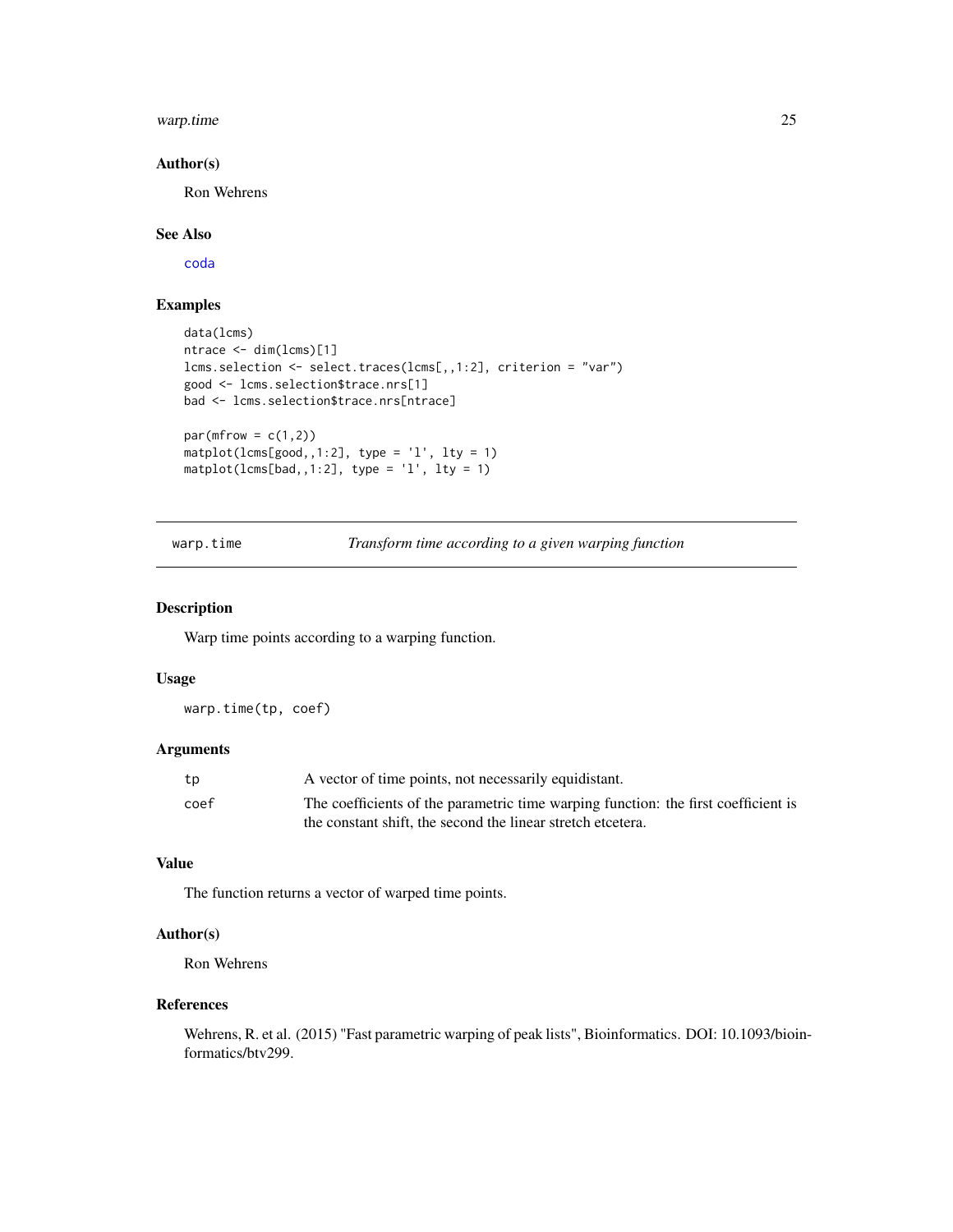### Author(s)

Ron Wehrens

### See Also

coda

### Examples

```
data(lcms)
ntrace <- dim(lcms)[1]
lcms.selection <- select.traces(lcms[,,1:2], criterion = "var")
good <- lcms.selection$trace.nrs[1]
bad <- lcms.selection$trace.nrs[ntrace]

par(mfrow = c(1,2))
matplot(lcms[good,,1:2], type = 'l', lty = 1)
matplot(lcms[bad,,1:2], type = 'l', lty = 1)
```

---

## warp.time *Transform time according to a given warping function*

### Description

Warp time points according to a warping function.

### Usage

```
warp.time(tp, coef)
```

### Arguments

| | |
|---|---|
| tp | A vector of time points, not necessarily equidistant. |
| coef | The coefficients of the parametric time warping function: the first coefficient is the constant shift, the second the linear stretch etcetera. |

### Value

The function returns a vector of warped time points.

### Author(s)

Ron Wehrens

### References

Wehrens, R. et al. (2015) "Fast parametric warping of peak lists", Bioinformatics. DOI: 10.1093/bioinformatics/btv299.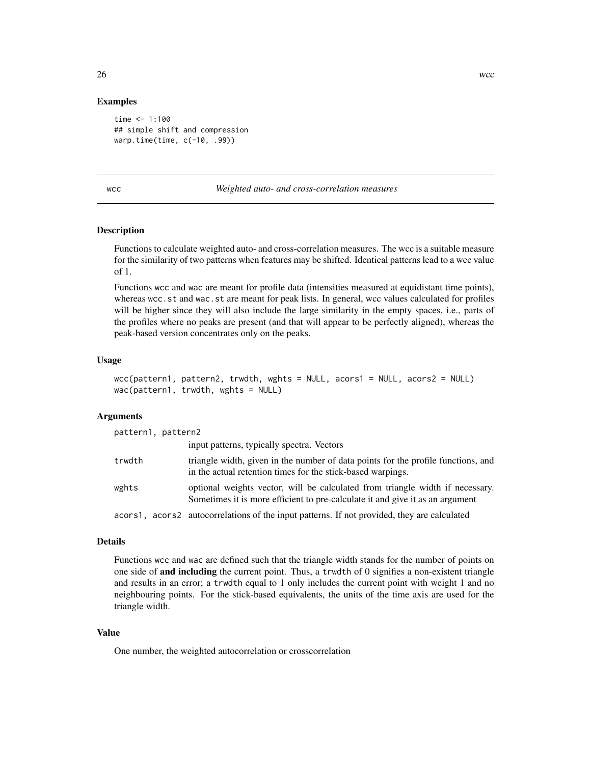## Examples

```
time <- 1:100
## simple shift and compression
warp.time(time, c(-10, .99))
```

---

wcc *Weighted auto- and cross-correlation measures*

---

### Description

Functions to calculate weighted auto- and cross-correlation measures. The wcc is a suitable measure for the similarity of two patterns when features may be shifted. Identical patterns lead to a wcc value of 1.

Functions `wcc` and `wac` are meant for profile data (intensities measured at equidistant time points), whereas `wcc.st` and `wac.st` are meant for peak lists. In general, wcc values calculated for profiles will be higher since they will also include the large similarity in the empty spaces, i.e., parts of the profiles where no peaks are present (and that will appear to be perfectly aligned), whereas the peak-based version concentrates only on the peaks.

### Usage

```
wcc(pattern1, pattern2, trwdth, wghts = NULL, acors1 = NULL, acors2 = NULL)
wac(pattern1, trwdth, wghts = NULL)
```

### Arguments

| | |
|---|---|
| `pattern1, pattern2` | input patterns, typically spectra. Vectors |
| `trwdth` | triangle width, given in the number of data points for the profile functions, and in the actual retention times for the stick-based warpings. |
| `wghts` | optional weights vector, will be calculated from triangle width if necessary. Sometimes it is more efficient to pre-calculate it and give it as an argument |
| `acors1, acors2` | autocorrelations of the input patterns. If not provided, they are calculated |

### Details

Functions `wcc` and `wac` are defined such that the triangle width stands for the number of points on one side of **and including** the current point. Thus, a `trwdth` of 0 signifies a non-existent triangle and results in an error; a `trwdth` equal to 1 only includes the current point with weight 1 and no neighbouring points. For the stick-based equivalents, the units of the time axis are used for the triangle width.

### Value

One number, the weighted autocorrelation or crosscorrelation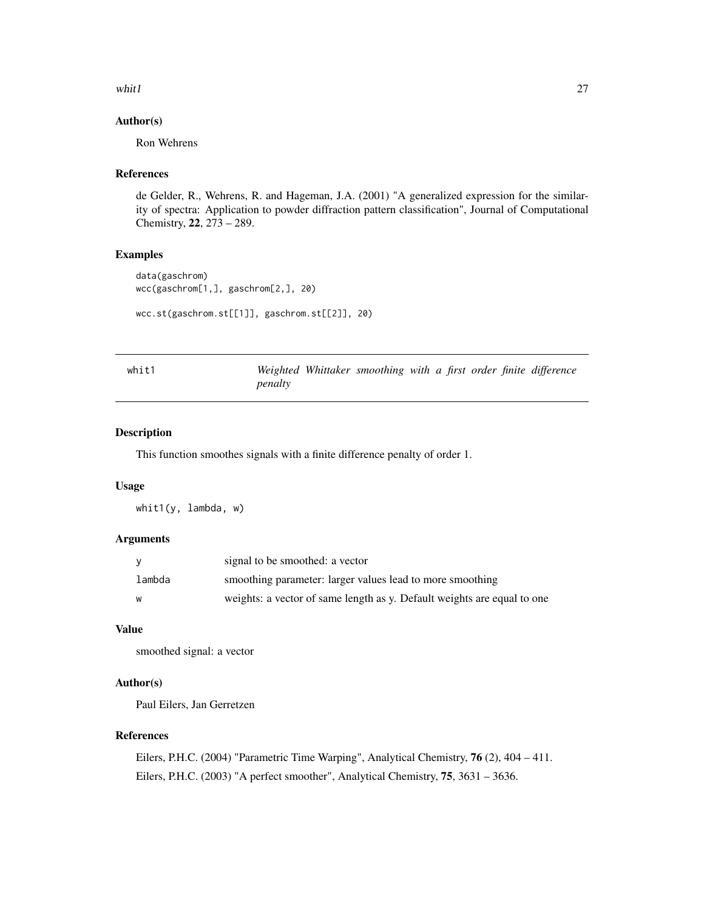### Author(s)

Ron Wehrens

### References

de Gelder, R., Wehrens, R. and Hageman, J.A. (2001) "A generalized expression for the similarity of spectra: Application to powder diffraction pattern classification", Journal of Computational Chemistry, **22**, 273 – 289.

### Examples

```
data(gaschrom)
wcc(gaschrom[1,], gaschrom[2,], 20)

wcc.st(gaschrom.st[[1]], gaschrom.st[[2]], 20)
```

---

## whit1 — *Weighted Whittaker smoothing with a first order finite difference penalty*

---

### Description

This function smoothes signals with a finite difference penalty of order 1.

### Usage

```
whit1(y, lambda, w)
```

### Arguments

| | |
|---|---|
| `y` | signal to be smoothed: a vector |
| `lambda` | smoothing parameter: larger values lead to more smoothing |
| `w` | weights: a vector of same length as y. Default weights are equal to one |

### Value

smoothed signal: a vector

### Author(s)

Paul Eilers, Jan Gerretzen

### References

Eilers, P.H.C. (2004) "Parametric Time Warping", Analytical Chemistry, **76** (2), 404 – 411.

Eilers, P.H.C. (2003) "A perfect smoother", Analytical Chemistry, **75**, 3631 – 3636.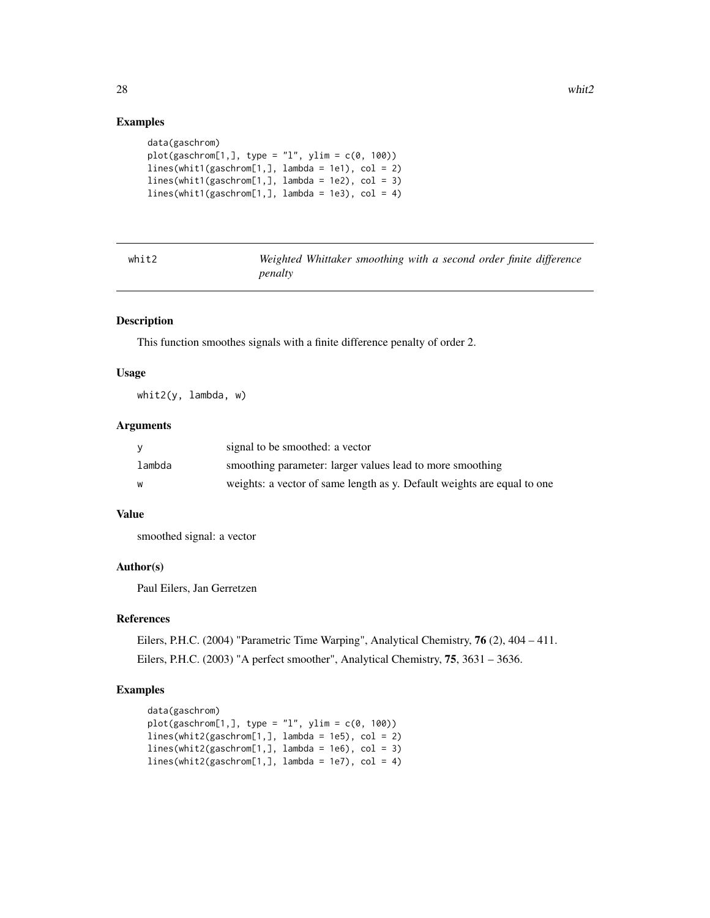## Examples

```
data(gaschrom)
plot(gaschrom[1,], type = "l", ylim = c(0, 100))
lines(whit1(gaschrom[1,], lambda = 1e1), col = 2)
lines(whit1(gaschrom[1,], lambda = 1e2), col = 3)
lines(whit1(gaschrom[1,], lambda = 1e3), col = 4)
```

---

# whit2 — *Weighted Whittaker smoothing with a second order finite difference penalty*

---

## Description

This function smoothes signals with a finite difference penalty of order 2.

## Usage

```
whit2(y, lambda, w)
```

## Arguments

| | |
|---|---|
| y | signal to be smoothed: a vector |
| lambda | smoothing parameter: larger values lead to more smoothing |
| w | weights: a vector of same length as y. Default weights are equal to one |

## Value

smoothed signal: a vector

## Author(s)

Paul Eilers, Jan Gerretzen

## References

Eilers, P.H.C. (2004) "Parametric Time Warping", Analytical Chemistry, **76** (2), 404 – 411.

Eilers, P.H.C. (2003) "A perfect smoother", Analytical Chemistry, **75**, 3631 – 3636.

## Examples

```
data(gaschrom)
plot(gaschrom[1,], type = "l", ylim = c(0, 100))
lines(whit2(gaschrom[1,], lambda = 1e5), col = 2)
lines(whit2(gaschrom[1,], lambda = 1e6), col = 3)
lines(whit2(gaschrom[1,], lambda = 1e7), col = 4)
```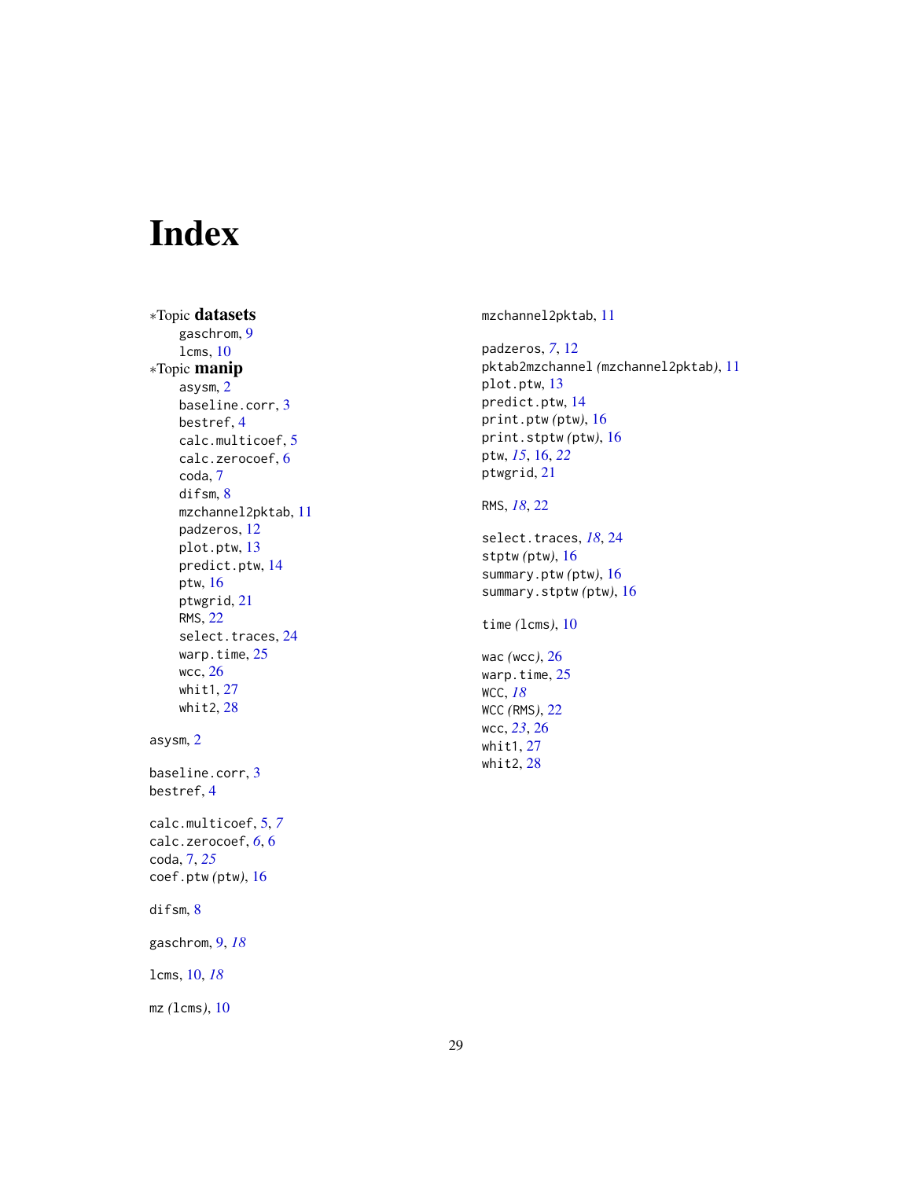# Index

*Topic **datasets**
- gaschrom, 9
- lcms, 10

*Topic **manip**
- asysm, 2
- baseline.corr, 3
- bestref, 4
- calc.multicoef, 5
- calc.zerocoef, 6
- coda, 7
- difsm, 8
- mzchannel2pktab, 11
- padzeros, 12
- plot.ptw, 13
- predict.ptw, 14
- ptw, 16
- ptwgrid, 21
- RMS, 22
- select.traces, 24
- warp.time, 25
- wcc, 26
- whit1, 27
- whit2, 28

asysm, 2

baseline.corr, 3
bestref, 4

calc.multicoef, 5, *7*
calc.zerocoef, *6*, 6
coda, 7, *25*
coef.ptw *(*ptw*)*, 16

difsm, 8

gaschrom, 9, *18*

lcms, 10, *18*

mz *(*lcms*)*, 10

mzchannel2pktab, 11

padzeros, *7*, 12
pktab2mzchannel *(*mzchannel2pktab*)*, 11
plot.ptw, 13
predict.ptw, 14
print.ptw *(*ptw*)*, 16
print.stptw *(*ptw*)*, 16
ptw, *15*, 16, *22*
ptwgrid, 21

RMS, *18*, 22

select.traces, *18*, 24
stptw *(*ptw*)*, 16
summary.ptw *(*ptw*)*, 16
summary.stptw *(*ptw*)*, 16

time *(*lcms*)*, 10

wac *(*wcc*)*, 26
warp.time, 25
WCC, *18*
WCC *(*RMS*)*, 22
wcc, *23*, 26
whit1, 27
whit2, 28